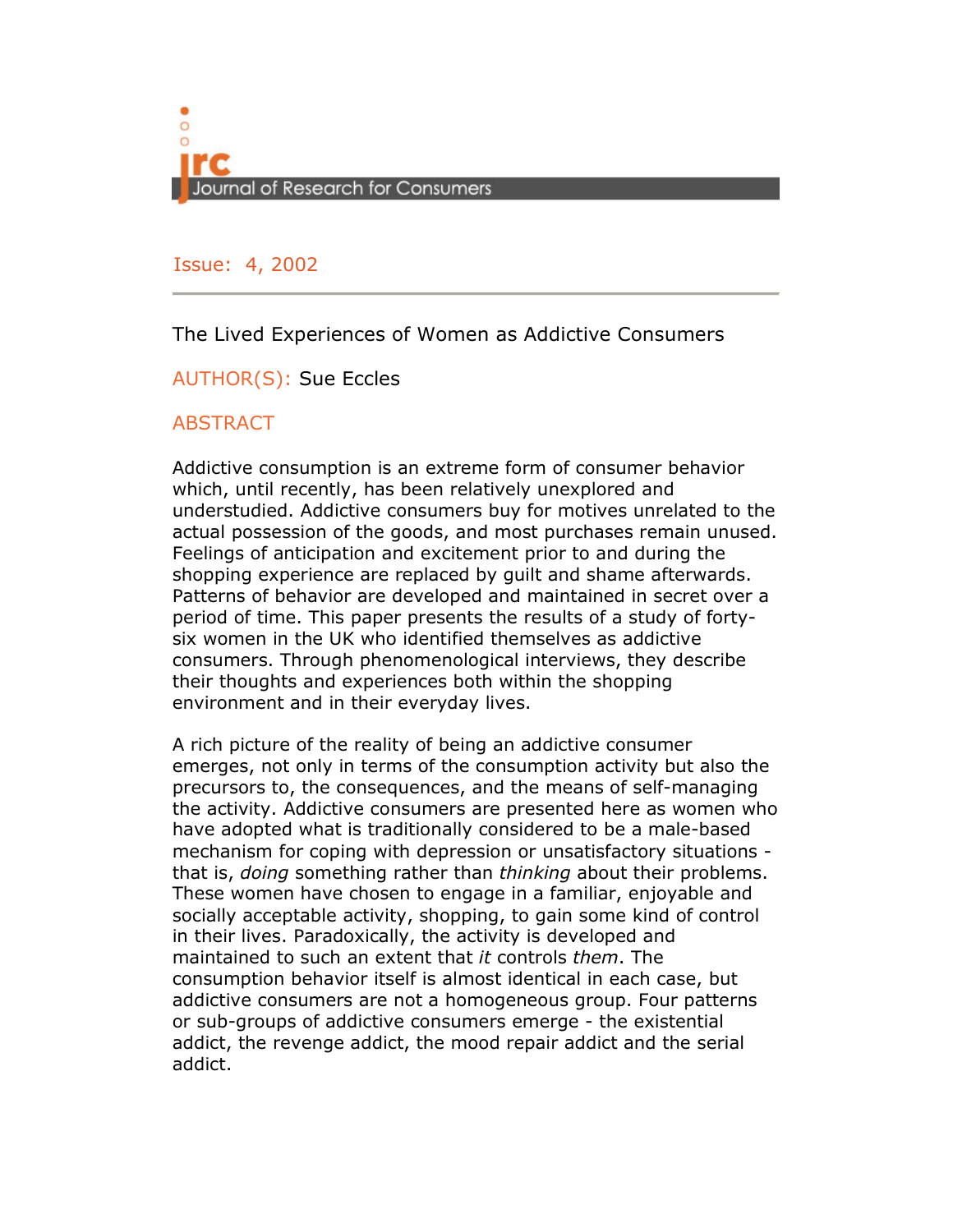jrc
Journal of Research for Consumers

Issue: 4, 2002

# The Lived Experiences of Women as Addictive Consumers

AUTHOR(S): Sue Eccles

## ABSTRACT

Addictive consumption is an extreme form of consumer behavior which, until recently, has been relatively unexplored and understudied. Addictive consumers buy for motives unrelated to the actual possession of the goods, and most purchases remain unused. Feelings of anticipation and excitement prior to and during the shopping experience are replaced by guilt and shame afterwards. Patterns of behavior are developed and maintained in secret over a period of time. This paper presents the results of a study of forty-six women in the UK who identified themselves as addictive consumers. Through phenomenological interviews, they describe their thoughts and experiences both within the shopping environment and in their everyday lives.

A rich picture of the reality of being an addictive consumer emerges, not only in terms of the consumption activity but also the precursors to, the consequences, and the means of self-managing the activity. Addictive consumers are presented here as women who have adopted what is traditionally considered to be a male-based mechanism for coping with depression or unsatisfactory situations - that is, *doing* something rather than *thinking* about their problems. These women have chosen to engage in a familiar, enjoyable and socially acceptable activity, shopping, to gain some kind of control in their lives. Paradoxically, the activity is developed and maintained to such an extent that *it* controls *them*. The consumption behavior itself is almost identical in each case, but addictive consumers are not a homogeneous group. Four patterns or sub-groups of addictive consumers emerge - the existential addict, the revenge addict, the mood repair addict and the serial addict.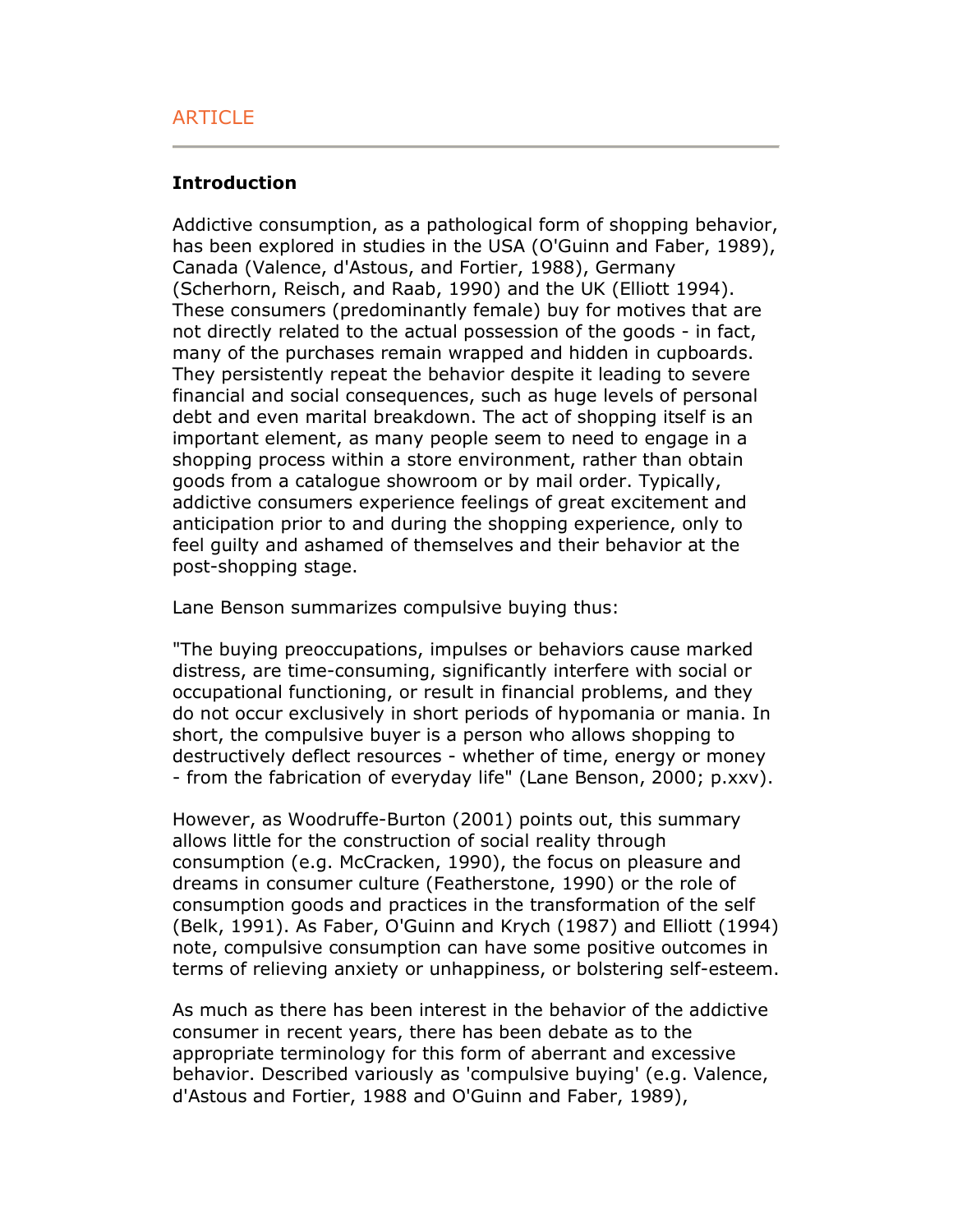ARTICLE

## Introduction

Addictive consumption, as a pathological form of shopping behavior, has been explored in studies in the USA (O'Guinn and Faber, 1989), Canada (Valence, d'Astous, and Fortier, 1988), Germany (Scherhorn, Reisch, and Raab, 1990) and the UK (Elliott 1994). These consumers (predominantly female) buy for motives that are not directly related to the actual possession of the goods - in fact, many of the purchases remain wrapped and hidden in cupboards. They persistently repeat the behavior despite it leading to severe financial and social consequences, such as huge levels of personal debt and even marital breakdown. The act of shopping itself is an important element, as many people seem to need to engage in a shopping process within a store environment, rather than obtain goods from a catalogue showroom or by mail order. Typically, addictive consumers experience feelings of great excitement and anticipation prior to and during the shopping experience, only to feel guilty and ashamed of themselves and their behavior at the post-shopping stage.

Lane Benson summarizes compulsive buying thus:

"The buying preoccupations, impulses or behaviors cause marked distress, are time-consuming, significantly interfere with social or occupational functioning, or result in financial problems, and they do not occur exclusively in short periods of hypomania or mania. In short, the compulsive buyer is a person who allows shopping to destructively deflect resources - whether of time, energy or money - from the fabrication of everyday life" (Lane Benson, 2000; p.xxv).

However, as Woodruffe-Burton (2001) points out, this summary allows little for the construction of social reality through consumption (e.g. McCracken, 1990), the focus on pleasure and dreams in consumer culture (Featherstone, 1990) or the role of consumption goods and practices in the transformation of the self (Belk, 1991). As Faber, O'Guinn and Krych (1987) and Elliott (1994) note, compulsive consumption can have some positive outcomes in terms of relieving anxiety or unhappiness, or bolstering self-esteem.

As much as there has been interest in the behavior of the addictive consumer in recent years, there has been debate as to the appropriate terminology for this form of aberrant and excessive behavior. Described variously as 'compulsive buying' (e.g. Valence, d'Astous and Fortier, 1988 and O'Guinn and Faber, 1989),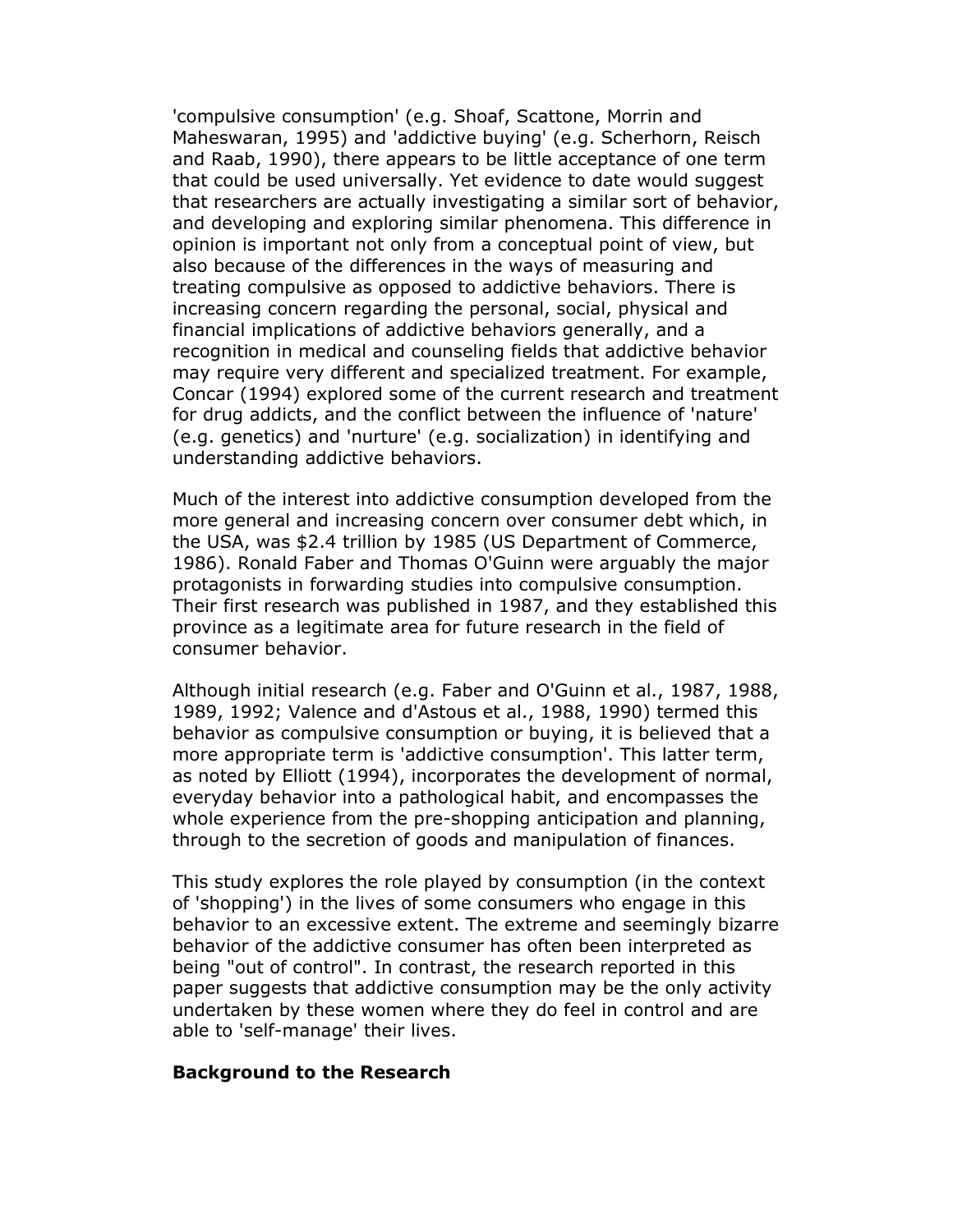'compulsive consumption' (e.g. Shoaf, Scattone, Morrin and Maheswaran, 1995) and 'addictive buying' (e.g. Scherhorn, Reisch and Raab, 1990), there appears to be little acceptance of one term that could be used universally. Yet evidence to date would suggest that researchers are actually investigating a similar sort of behavior, and developing and exploring similar phenomena. This difference in opinion is important not only from a conceptual point of view, but also because of the differences in the ways of measuring and treating compulsive as opposed to addictive behaviors. There is increasing concern regarding the personal, social, physical and financial implications of addictive behaviors generally, and a recognition in medical and counseling fields that addictive behavior may require very different and specialized treatment. For example, Concar (1994) explored some of the current research and treatment for drug addicts, and the conflict between the influence of 'nature' (e.g. genetics) and 'nurture' (e.g. socialization) in identifying and understanding addictive behaviors.

Much of the interest into addictive consumption developed from the more general and increasing concern over consumer debt which, in the USA, was $2.4 trillion by 1985 (US Department of Commerce, 1986). Ronald Faber and Thomas O'Guinn were arguably the major protagonists in forwarding studies into compulsive consumption. Their first research was published in 1987, and they established this province as a legitimate area for future research in the field of consumer behavior.

Although initial research (e.g. Faber and O'Guinn et al., 1987, 1988, 1989, 1992; Valence and d'Astous et al., 1988, 1990) termed this behavior as compulsive consumption or buying, it is believed that a more appropriate term is 'addictive consumption'. This latter term, as noted by Elliott (1994), incorporates the development of normal, everyday behavior into a pathological habit, and encompasses the whole experience from the pre-shopping anticipation and planning, through to the secretion of goods and manipulation of finances.

This study explores the role played by consumption (in the context of 'shopping') in the lives of some consumers who engage in this behavior to an excessive extent. The extreme and seemingly bizarre behavior of the addictive consumer has often been interpreted as being "out of control". In contrast, the research reported in this paper suggests that addictive consumption may be the only activity undertaken by these women where they do feel in control and are able to 'self-manage' their lives.

## Background to the Research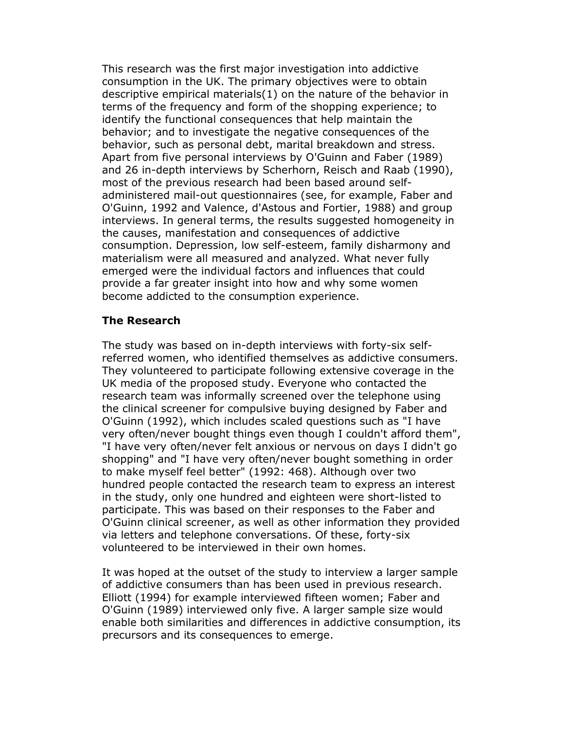This research was the first major investigation into addictive consumption in the UK. The primary objectives were to obtain descriptive empirical materials(1) on the nature of the behavior in terms of the frequency and form of the shopping experience; to identify the functional consequences that help maintain the behavior; and to investigate the negative consequences of the behavior, such as personal debt, marital breakdown and stress. Apart from five personal interviews by O'Guinn and Faber (1989) and 26 in-depth interviews by Scherhorn, Reisch and Raab (1990), most of the previous research had been based around self-administered mail-out questionnaires (see, for example, Faber and O'Guinn, 1992 and Valence, d'Astous and Fortier, 1988) and group interviews. In general terms, the results suggested homogeneity in the causes, manifestation and consequences of addictive consumption. Depression, low self-esteem, family disharmony and materialism were all measured and analyzed. What never fully emerged were the individual factors and influences that could provide a far greater insight into how and why some women become addicted to the consumption experience.

## The Research

The study was based on in-depth interviews with forty-six self-referred women, who identified themselves as addictive consumers. They volunteered to participate following extensive coverage in the UK media of the proposed study. Everyone who contacted the research team was informally screened over the telephone using the clinical screener for compulsive buying designed by Faber and O'Guinn (1992), which includes scaled questions such as "I have very often/never bought things even though I couldn't afford them", "I have very often/never felt anxious or nervous on days I didn't go shopping" and "I have very often/never bought something in order to make myself feel better" (1992: 468). Although over two hundred people contacted the research team to express an interest in the study, only one hundred and eighteen were short-listed to participate. This was based on their responses to the Faber and O'Guinn clinical screener, as well as other information they provided via letters and telephone conversations. Of these, forty-six volunteered to be interviewed in their own homes.

It was hoped at the outset of the study to interview a larger sample of addictive consumers than has been used in previous research. Elliott (1994) for example interviewed fifteen women; Faber and O'Guinn (1989) interviewed only five. A larger sample size would enable both similarities and differences in addictive consumption, its precursors and its consequences to emerge.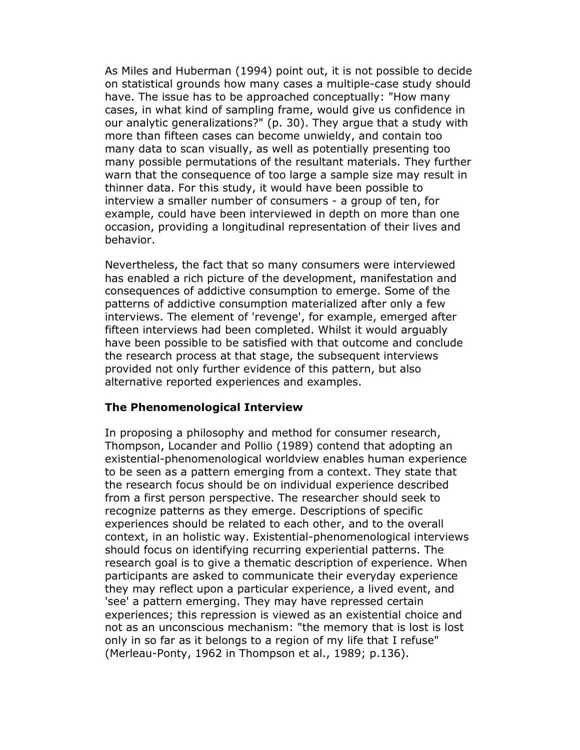As Miles and Huberman (1994) point out, it is not possible to decide on statistical grounds how many cases a multiple-case study should have. The issue has to be approached conceptually: "How many cases, in what kind of sampling frame, would give us confidence in our analytic generalizations?" (p. 30). They argue that a study with more than fifteen cases can become unwieldy, and contain too many data to scan visually, as well as potentially presenting too many possible permutations of the resultant materials. They further warn that the consequence of too large a sample size may result in thinner data. For this study, it would have been possible to interview a smaller number of consumers - a group of ten, for example, could have been interviewed in depth on more than one occasion, providing a longitudinal representation of their lives and behavior.

Nevertheless, the fact that so many consumers were interviewed has enabled a rich picture of the development, manifestation and consequences of addictive consumption to emerge. Some of the patterns of addictive consumption materialized after only a few interviews. The element of 'revenge', for example, emerged after fifteen interviews had been completed. Whilst it would arguably have been possible to be satisfied with that outcome and conclude the research process at that stage, the subsequent interviews provided not only further evidence of this pattern, but also alternative reported experiences and examples.

### The Phenomenological Interview

In proposing a philosophy and method for consumer research, Thompson, Locander and Pollio (1989) contend that adopting an existential-phenomenological worldview enables human experience to be seen as a pattern emerging from a context. They state that the research focus should be on individual experience described from a first person perspective. The researcher should seek to recognize patterns as they emerge. Descriptions of specific experiences should be related to each other, and to the overall context, in an holistic way. Existential-phenomenological interviews should focus on identifying recurring experiential patterns. The research goal is to give a thematic description of experience. When participants are asked to communicate their everyday experience they may reflect upon a particular experience, a lived event, and 'see' a pattern emerging. They may have repressed certain experiences; this repression is viewed as an existential choice and not as an unconscious mechanism: "the memory that is lost is lost only in so far as it belongs to a region of my life that I refuse" (Merleau-Ponty, 1962 in Thompson et al., 1989; p.136).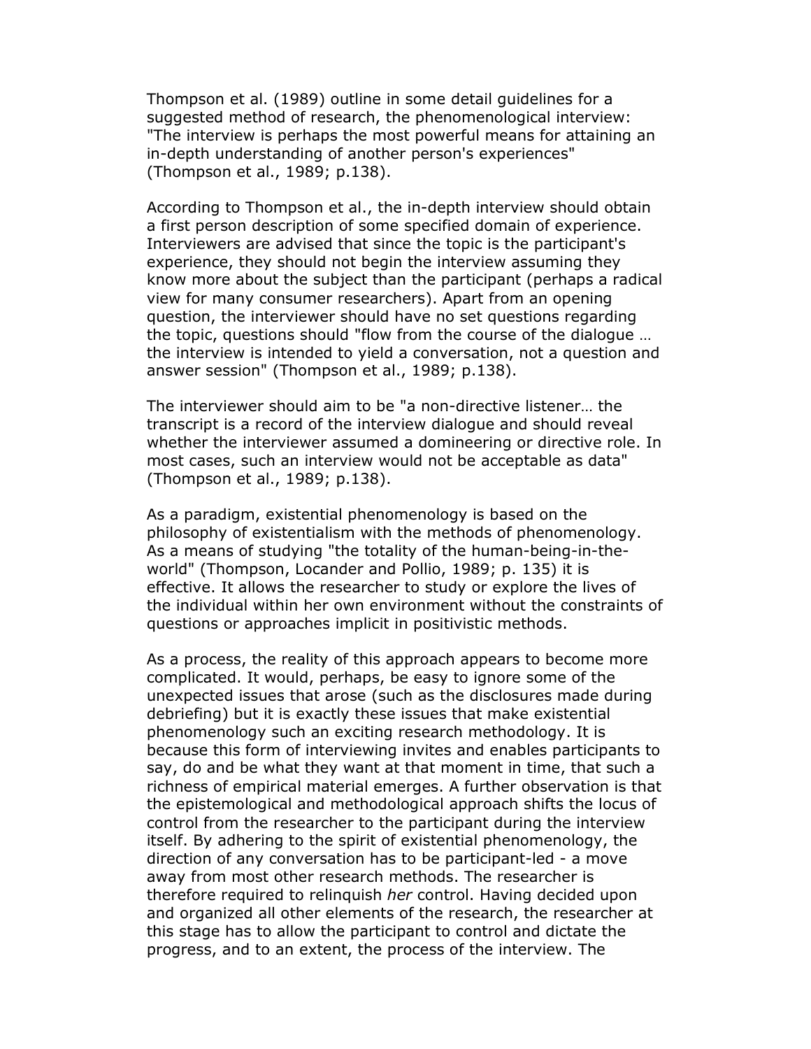Thompson et al. (1989) outline in some detail guidelines for a suggested method of research, the phenomenological interview: "The interview is perhaps the most powerful means for attaining an in-depth understanding of another person's experiences" (Thompson et al., 1989; p.138).

According to Thompson et al., the in-depth interview should obtain a first person description of some specified domain of experience. Interviewers are advised that since the topic is the participant's experience, they should not begin the interview assuming they know more about the subject than the participant (perhaps a radical view for many consumer researchers). Apart from an opening question, the interviewer should have no set questions regarding the topic, questions should "flow from the course of the dialogue … the interview is intended to yield a conversation, not a question and answer session" (Thompson et al., 1989; p.138).

The interviewer should aim to be "a non-directive listener… the transcript is a record of the interview dialogue and should reveal whether the interviewer assumed a domineering or directive role. In most cases, such an interview would not be acceptable as data" (Thompson et al., 1989; p.138).

As a paradigm, existential phenomenology is based on the philosophy of existentialism with the methods of phenomenology. As a means of studying "the totality of the human-being-in-the-world" (Thompson, Locander and Pollio, 1989; p. 135) it is effective. It allows the researcher to study or explore the lives of the individual within her own environment without the constraints of questions or approaches implicit in positivistic methods.

As a process, the reality of this approach appears to become more complicated. It would, perhaps, be easy to ignore some of the unexpected issues that arose (such as the disclosures made during debriefing) but it is exactly these issues that make existential phenomenology such an exciting research methodology. It is because this form of interviewing invites and enables participants to say, do and be what they want at that moment in time, that such a richness of empirical material emerges. A further observation is that the epistemological and methodological approach shifts the locus of control from the researcher to the participant during the interview itself. By adhering to the spirit of existential phenomenology, the direction of any conversation has to be participant-led - a move away from most other research methods. The researcher is therefore required to relinquish *her* control. Having decided upon and organized all other elements of the research, the researcher at this stage has to allow the participant to control and dictate the progress, and to an extent, the process of the interview. The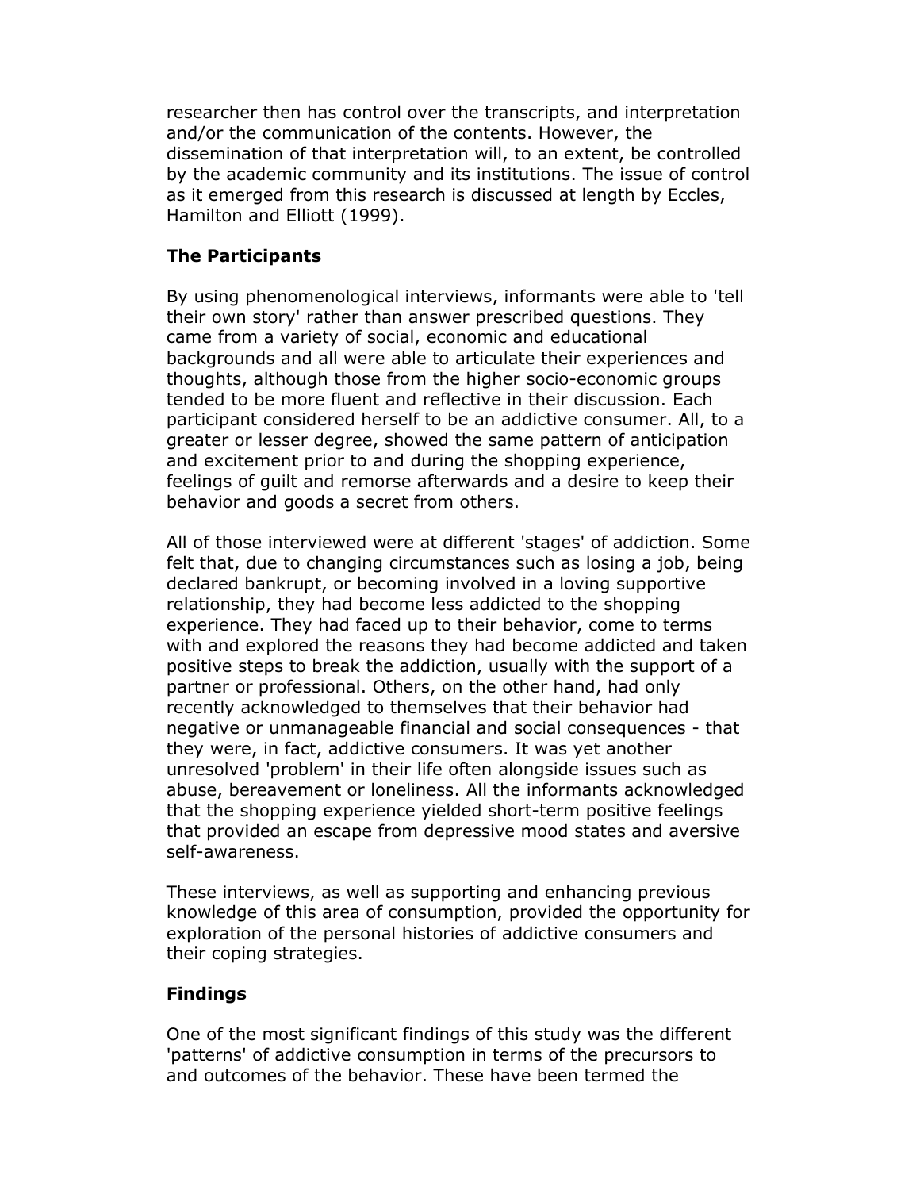researcher then has control over the transcripts, and interpretation and/or the communication of the contents. However, the dissemination of that interpretation will, to an extent, be controlled by the academic community and its institutions. The issue of control as it emerged from this research is discussed at length by Eccles, Hamilton and Elliott (1999).

## The Participants

By using phenomenological interviews, informants were able to 'tell their own story' rather than answer prescribed questions. They came from a variety of social, economic and educational backgrounds and all were able to articulate their experiences and thoughts, although those from the higher socio-economic groups tended to be more fluent and reflective in their discussion. Each participant considered herself to be an addictive consumer. All, to a greater or lesser degree, showed the same pattern of anticipation and excitement prior to and during the shopping experience, feelings of guilt and remorse afterwards and a desire to keep their behavior and goods a secret from others.

All of those interviewed were at different 'stages' of addiction. Some felt that, due to changing circumstances such as losing a job, being declared bankrupt, or becoming involved in a loving supportive relationship, they had become less addicted to the shopping experience. They had faced up to their behavior, come to terms with and explored the reasons they had become addicted and taken positive steps to break the addiction, usually with the support of a partner or professional. Others, on the other hand, had only recently acknowledged to themselves that their behavior had negative or unmanageable financial and social consequences - that they were, in fact, addictive consumers. It was yet another unresolved 'problem' in their life often alongside issues such as abuse, bereavement or loneliness. All the informants acknowledged that the shopping experience yielded short-term positive feelings that provided an escape from depressive mood states and aversive self-awareness.

These interviews, as well as supporting and enhancing previous knowledge of this area of consumption, provided the opportunity for exploration of the personal histories of addictive consumers and their coping strategies.

## Findings

One of the most significant findings of this study was the different 'patterns' of addictive consumption in terms of the precursors to and outcomes of the behavior. These have been termed the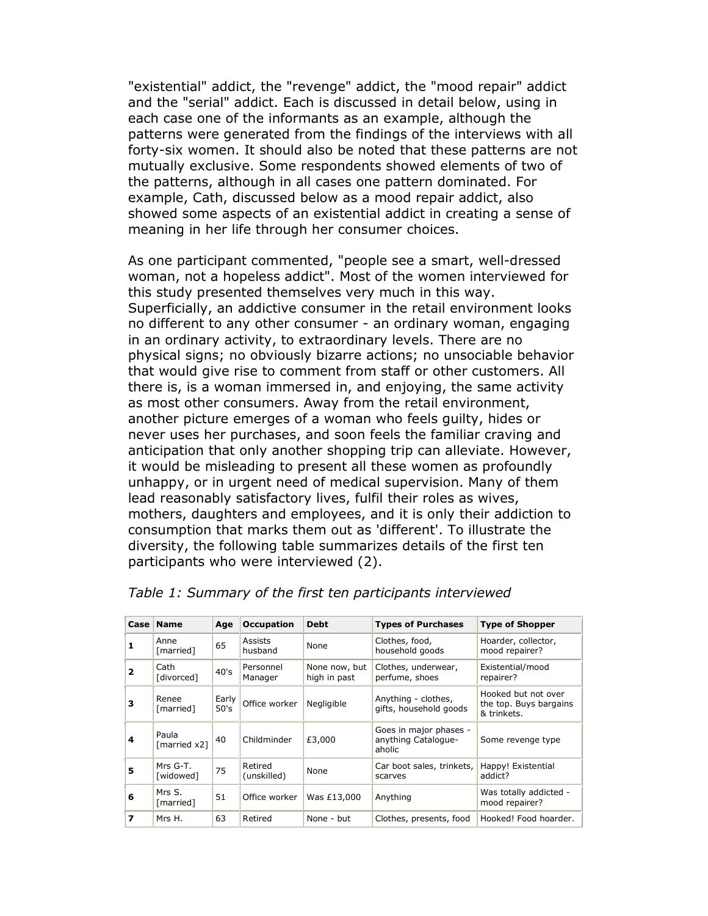"existential" addict, the "revenge" addict, the "mood repair" addict and the "serial" addict. Each is discussed in detail below, using in each case one of the informants as an example, although the patterns were generated from the findings of the interviews with all forty-six women. It should also be noted that these patterns are not mutually exclusive. Some respondents showed elements of two of the patterns, although in all cases one pattern dominated. For example, Cath, discussed below as a mood repair addict, also showed some aspects of an existential addict in creating a sense of meaning in her life through her consumer choices.

As one participant commented, "people see a smart, well-dressed woman, not a hopeless addict". Most of the women interviewed for this study presented themselves very much in this way. Superficially, an addictive consumer in the retail environment looks no different to any other consumer - an ordinary woman, engaging in an ordinary activity, to extraordinary levels. There are no physical signs; no obviously bizarre actions; no unsociable behavior that would give rise to comment from staff or other customers. All there is, is a woman immersed in, and enjoying, the same activity as most other consumers. Away from the retail environment, another picture emerges of a woman who feels guilty, hides or never uses her purchases, and soon feels the familiar craving and anticipation that only another shopping trip can alleviate. However, it would be misleading to present all these women as profoundly unhappy, or in urgent need of medical supervision. Many of them lead reasonably satisfactory lives, fulfil their roles as wives, mothers, daughters and employees, and it is only their addiction to consumption that marks them out as 'different'. To illustrate the diversity, the following table summarizes details of the first ten participants who were interviewed (2).

*Table 1: Summary of the first ten participants interviewed*

| Case | Name | Age | Occupation | Debt | Types of Purchases | Type of Shopper |
|---|---|---|---|---|---|---|
| 1 | Anne [married] | 65 | Assists husband | None | Clothes, food, household goods | Hoarder, collector, mood repairer? |
| 2 | Cath [divorced] | 40's | Personnel Manager | None now, but high in past | Clothes, underwear, perfume, shoes | Existential/mood repairer? |
| 3 | Renee [married] | Early 50's | Office worker | Negligible | Anything - clothes, gifts, household goods | Hooked but not over the top. Buys bargains & trinkets. |
| 4 | Paula [married x2] | 40 | Childminder | £3,000 | Goes in major phases - anything Catalogue-aholic | Some revenge type |
| 5 | Mrs G-T. [widowed] | 75 | Retired (unskilled) | None | Car boot sales, trinkets, scarves | Happy! Existential addict? |
| 6 | Mrs S. [married] | 51 | Office worker | Was £13,000 | Anything | Was totally addicted - mood repairer? |
| 7 | Mrs H. | 63 | Retired | None - but | Clothes, presents, food | Hooked! Food hoarder. |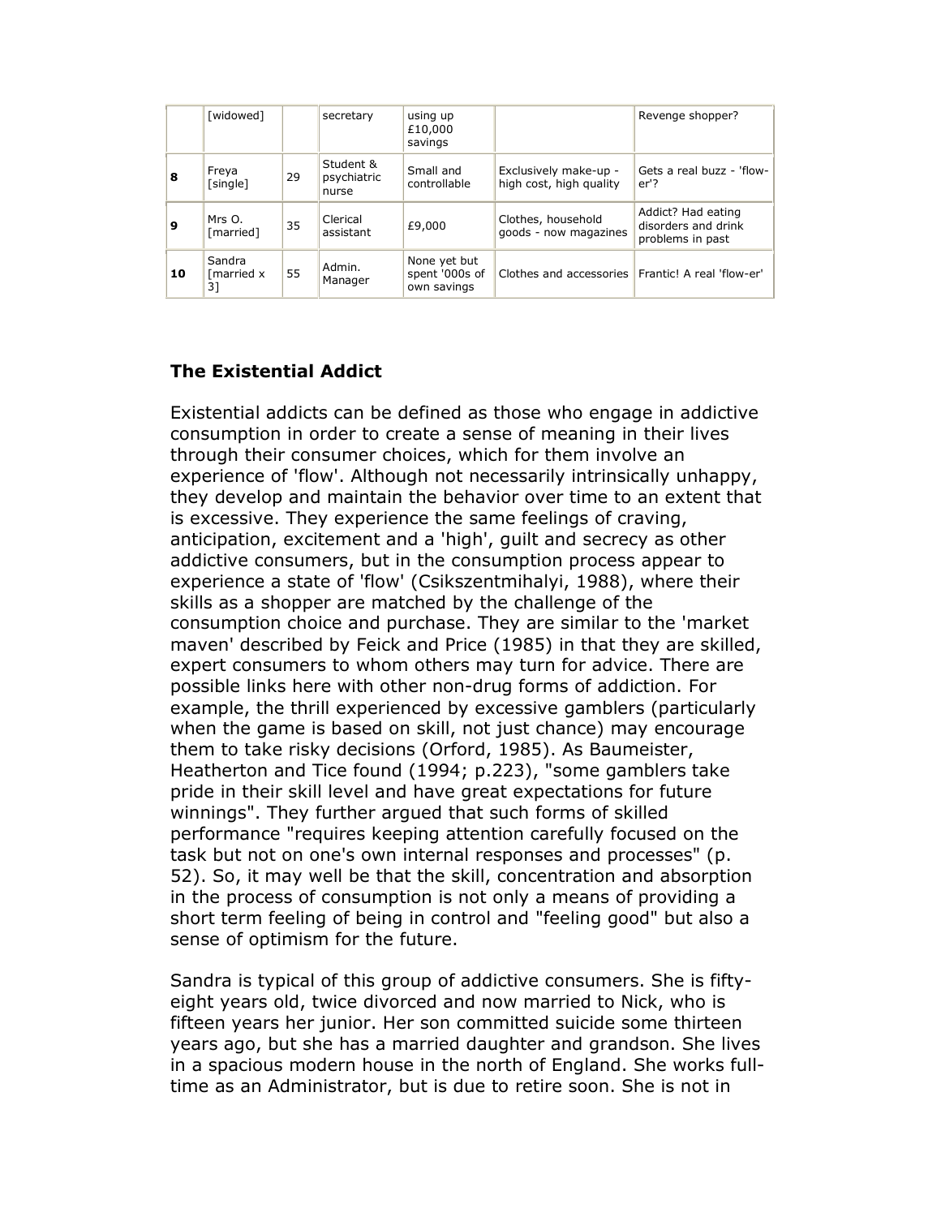| | | | | | | |
|---|---|---|---|---|---|---|
| | [widowed] | | secretary | using up £10,000 savings | | Revenge shopper? |
| **8** | Freya [single] | 29 | Student & psychiatric nurse | Small and controllable | Exclusively make-up - high cost, high quality | Gets a real buzz - 'flow-er'? |
| **9** | Mrs O. [married] | 35 | Clerical assistant | £9,000 | Clothes, household goods - now magazines | Addict? Had eating disorders and drink problems in past |
| **10** | Sandra [married x 3] | 55 | Admin. Manager | None yet but spent '000s of own savings | Clothes and accessories | Frantic! A real 'flow-er' |

### The Existential Addict

Existential addicts can be defined as those who engage in addictive consumption in order to create a sense of meaning in their lives through their consumer choices, which for them involve an experience of 'flow'. Although not necessarily intrinsically unhappy, they develop and maintain the behavior over time to an extent that is excessive. They experience the same feelings of craving, anticipation, excitement and a 'high', guilt and secrecy as other addictive consumers, but in the consumption process appear to experience a state of 'flow' (Csikszentmihalyi, 1988), where their skills as a shopper are matched by the challenge of the consumption choice and purchase. They are similar to the 'market maven' described by Feick and Price (1985) in that they are skilled, expert consumers to whom others may turn for advice. There are possible links here with other non-drug forms of addiction. For example, the thrill experienced by excessive gamblers (particularly when the game is based on skill, not just chance) may encourage them to take risky decisions (Orford, 1985). As Baumeister, Heatherton and Tice found (1994; p.223), "some gamblers take pride in their skill level and have great expectations for future winnings". They further argued that such forms of skilled performance "requires keeping attention carefully focused on the task but not on one's own internal responses and processes" (p. 52). So, it may well be that the skill, concentration and absorption in the process of consumption is not only a means of providing a short term feeling of being in control and "feeling good" but also a sense of optimism for the future.

Sandra is typical of this group of addictive consumers. She is fifty-eight years old, twice divorced and now married to Nick, who is fifteen years her junior. Her son committed suicide some thirteen years ago, but she has a married daughter and grandson. She lives in a spacious modern house in the north of England. She works full-time as an Administrator, but is due to retire soon. She is not in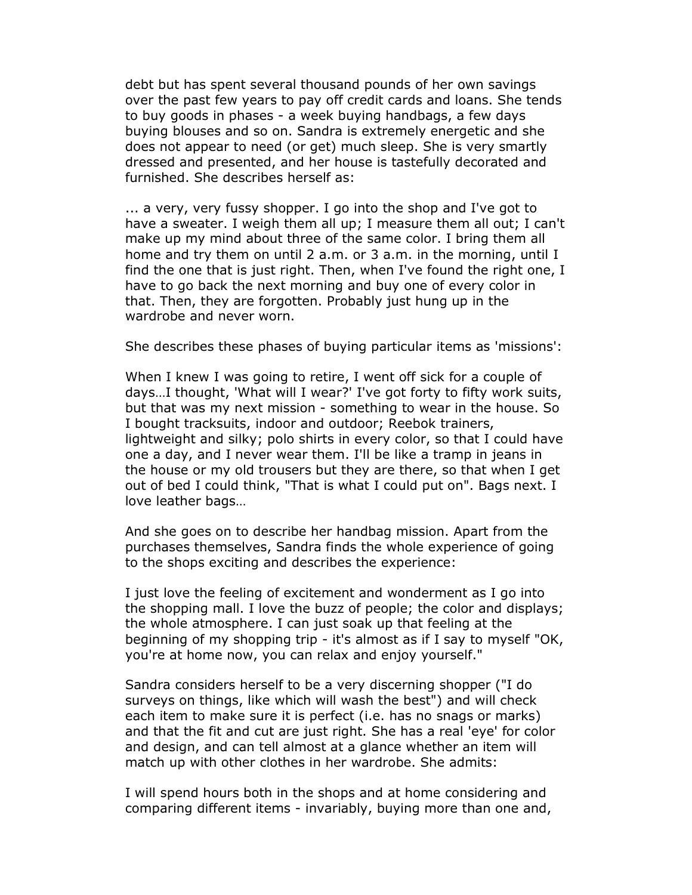debt but has spent several thousand pounds of her own savings over the past few years to pay off credit cards and loans. She tends to buy goods in phases - a week buying handbags, a few days buying blouses and so on. Sandra is extremely energetic and she does not appear to need (or get) much sleep. She is very smartly dressed and presented, and her house is tastefully decorated and furnished. She describes herself as:

... a very, very fussy shopper. I go into the shop and I've got to have a sweater. I weigh them all up; I measure them all out; I can't make up my mind about three of the same color. I bring them all home and try them on until 2 a.m. or 3 a.m. in the morning, until I find the one that is just right. Then, when I've found the right one, I have to go back the next morning and buy one of every color in that. Then, they are forgotten. Probably just hung up in the wardrobe and never worn.

She describes these phases of buying particular items as 'missions':

When I knew I was going to retire, I went off sick for a couple of days…I thought, 'What will I wear?' I've got forty to fifty work suits, but that was my next mission - something to wear in the house. So I bought tracksuits, indoor and outdoor; Reebok trainers, lightweight and silky; polo shirts in every color, so that I could have one a day, and I never wear them. I'll be like a tramp in jeans in the house or my old trousers but they are there, so that when I get out of bed I could think, "That is what I could put on". Bags next. I love leather bags…

And she goes on to describe her handbag mission. Apart from the purchases themselves, Sandra finds the whole experience of going to the shops exciting and describes the experience:

I just love the feeling of excitement and wonderment as I go into the shopping mall. I love the buzz of people; the color and displays; the whole atmosphere. I can just soak up that feeling at the beginning of my shopping trip - it's almost as if I say to myself "OK, you're at home now, you can relax and enjoy yourself."

Sandra considers herself to be a very discerning shopper ("I do surveys on things, like which will wash the best") and will check each item to make sure it is perfect (i.e. has no snags or marks) and that the fit and cut are just right. She has a real 'eye' for color and design, and can tell almost at a glance whether an item will match up with other clothes in her wardrobe. She admits:

I will spend hours both in the shops and at home considering and comparing different items - invariably, buying more than one and,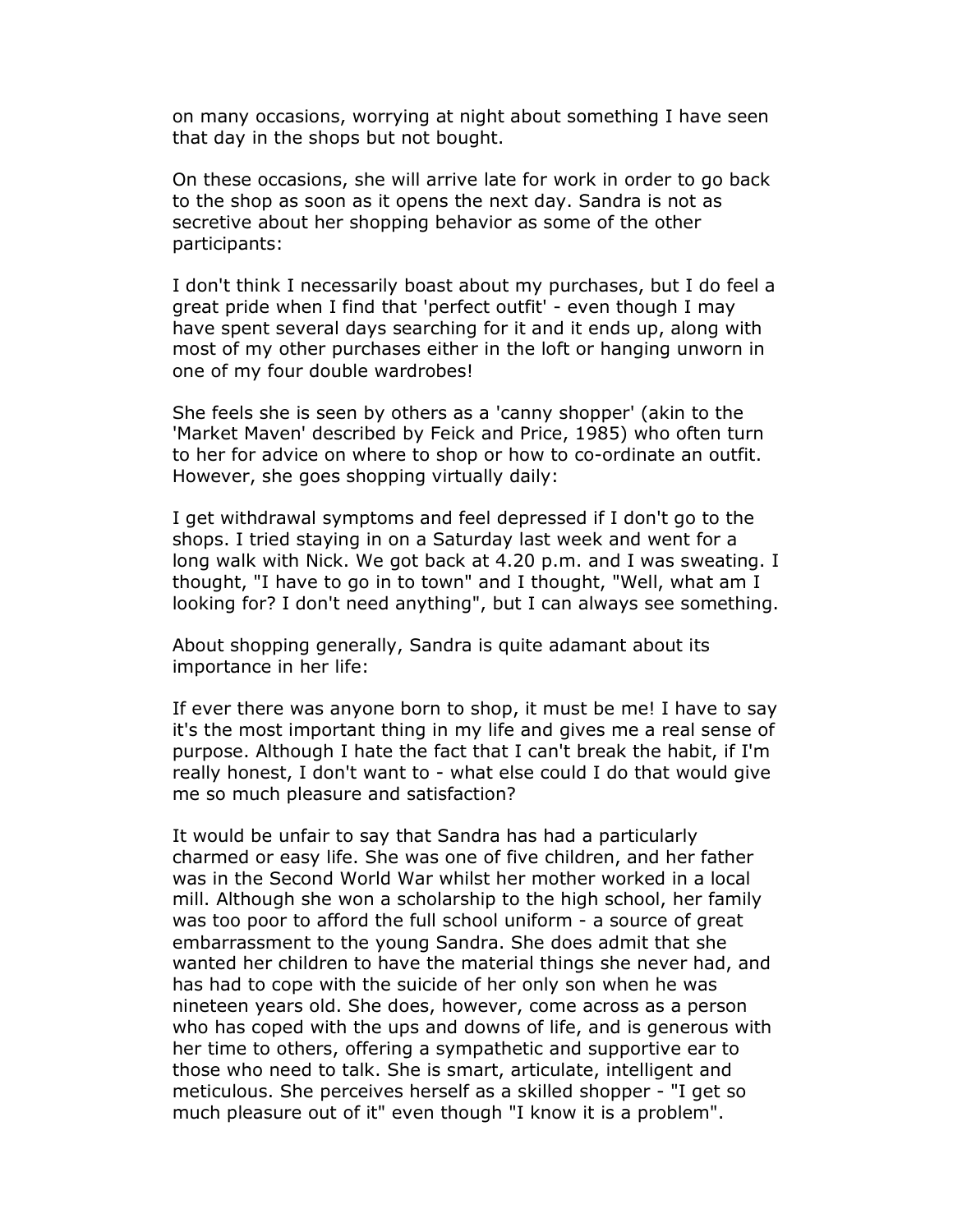on many occasions, worrying at night about something I have seen that day in the shops but not bought.

On these occasions, she will arrive late for work in order to go back to the shop as soon as it opens the next day. Sandra is not as secretive about her shopping behavior as some of the other participants:

I don't think I necessarily boast about my purchases, but I do feel a great pride when I find that 'perfect outfit' - even though I may have spent several days searching for it and it ends up, along with most of my other purchases either in the loft or hanging unworn in one of my four double wardrobes!

She feels she is seen by others as a 'canny shopper' (akin to the 'Market Maven' described by Feick and Price, 1985) who often turn to her for advice on where to shop or how to co-ordinate an outfit. However, she goes shopping virtually daily:

I get withdrawal symptoms and feel depressed if I don't go to the shops. I tried staying in on a Saturday last week and went for a long walk with Nick. We got back at 4.20 p.m. and I was sweating. I thought, "I have to go in to town" and I thought, "Well, what am I looking for? I don't need anything", but I can always see something.

About shopping generally, Sandra is quite adamant about its importance in her life:

If ever there was anyone born to shop, it must be me! I have to say it's the most important thing in my life and gives me a real sense of purpose. Although I hate the fact that I can't break the habit, if I'm really honest, I don't want to - what else could I do that would give me so much pleasure and satisfaction?

It would be unfair to say that Sandra has had a particularly charmed or easy life. She was one of five children, and her father was in the Second World War whilst her mother worked in a local mill. Although she won a scholarship to the high school, her family was too poor to afford the full school uniform - a source of great embarrassment to the young Sandra. She does admit that she wanted her children to have the material things she never had, and has had to cope with the suicide of her only son when he was nineteen years old. She does, however, come across as a person who has coped with the ups and downs of life, and is generous with her time to others, offering a sympathetic and supportive ear to those who need to talk. She is smart, articulate, intelligent and meticulous. She perceives herself as a skilled shopper - "I get so much pleasure out of it" even though "I know it is a problem".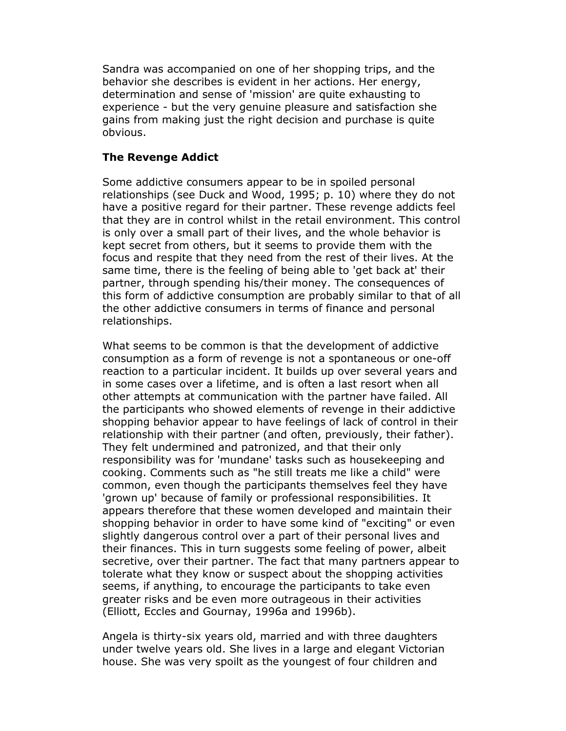Sandra was accompanied on one of her shopping trips, and the behavior she describes is evident in her actions. Her energy, determination and sense of 'mission' are quite exhausting to experience - but the very genuine pleasure and satisfaction she gains from making just the right decision and purchase is quite obvious.

**The Revenge Addict**

Some addictive consumers appear to be in spoiled personal relationships (see Duck and Wood, 1995; p. 10) where they do not have a positive regard for their partner. These revenge addicts feel that they are in control whilst in the retail environment. This control is only over a small part of their lives, and the whole behavior is kept secret from others, but it seems to provide them with the focus and respite that they need from the rest of their lives. At the same time, there is the feeling of being able to 'get back at' their partner, through spending his/their money. The consequences of this form of addictive consumption are probably similar to that of all the other addictive consumers in terms of finance and personal relationships.

What seems to be common is that the development of addictive consumption as a form of revenge is not a spontaneous or one-off reaction to a particular incident. It builds up over several years and in some cases over a lifetime, and is often a last resort when all other attempts at communication with the partner have failed. All the participants who showed elements of revenge in their addictive shopping behavior appear to have feelings of lack of control in their relationship with their partner (and often, previously, their father). They felt undermined and patronized, and that their only responsibility was for 'mundane' tasks such as housekeeping and cooking. Comments such as "he still treats me like a child" were common, even though the participants themselves feel they have 'grown up' because of family or professional responsibilities. It appears therefore that these women developed and maintain their shopping behavior in order to have some kind of "exciting" or even slightly dangerous control over a part of their personal lives and their finances. This in turn suggests some feeling of power, albeit secretive, over their partner. The fact that many partners appear to tolerate what they know or suspect about the shopping activities seems, if anything, to encourage the participants to take even greater risks and be even more outrageous in their activities (Elliott, Eccles and Gournay, 1996a and 1996b).

Angela is thirty-six years old, married and with three daughters under twelve years old. She lives in a large and elegant Victorian house. She was very spoilt as the youngest of four children and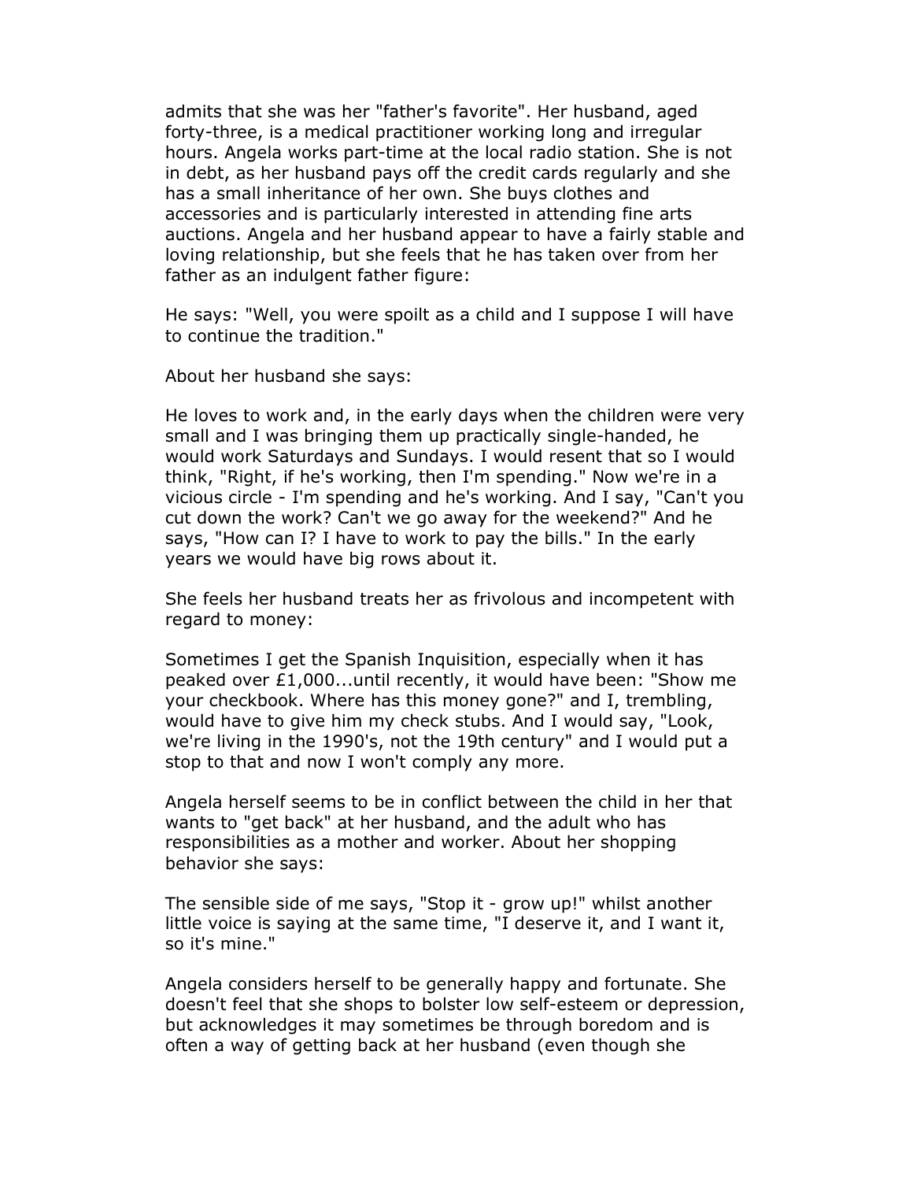admits that she was her "father's favorite". Her husband, aged forty-three, is a medical practitioner working long and irregular hours. Angela works part-time at the local radio station. She is not in debt, as her husband pays off the credit cards regularly and she has a small inheritance of her own. She buys clothes and accessories and is particularly interested in attending fine arts auctions. Angela and her husband appear to have a fairly stable and loving relationship, but she feels that he has taken over from her father as an indulgent father figure:

He says: "Well, you were spoilt as a child and I suppose I will have to continue the tradition."

About her husband she says:

He loves to work and, in the early days when the children were very small and I was bringing them up practically single-handed, he would work Saturdays and Sundays. I would resent that so I would think, "Right, if he's working, then I'm spending." Now we're in a vicious circle - I'm spending and he's working. And I say, "Can't you cut down the work? Can't we go away for the weekend?" And he says, "How can I? I have to work to pay the bills." In the early years we would have big rows about it.

She feels her husband treats her as frivolous and incompetent with regard to money:

Sometimes I get the Spanish Inquisition, especially when it has peaked over £1,000...until recently, it would have been: "Show me your checkbook. Where has this money gone?" and I, trembling, would have to give him my check stubs. And I would say, "Look, we're living in the 1990's, not the 19th century" and I would put a stop to that and now I won't comply any more.

Angela herself seems to be in conflict between the child in her that wants to "get back" at her husband, and the adult who has responsibilities as a mother and worker. About her shopping behavior she says:

The sensible side of me says, "Stop it - grow up!" whilst another little voice is saying at the same time, "I deserve it, and I want it, so it's mine."

Angela considers herself to be generally happy and fortunate. She doesn't feel that she shops to bolster low self-esteem or depression, but acknowledges it may sometimes be through boredom and is often a way of getting back at her husband (even though she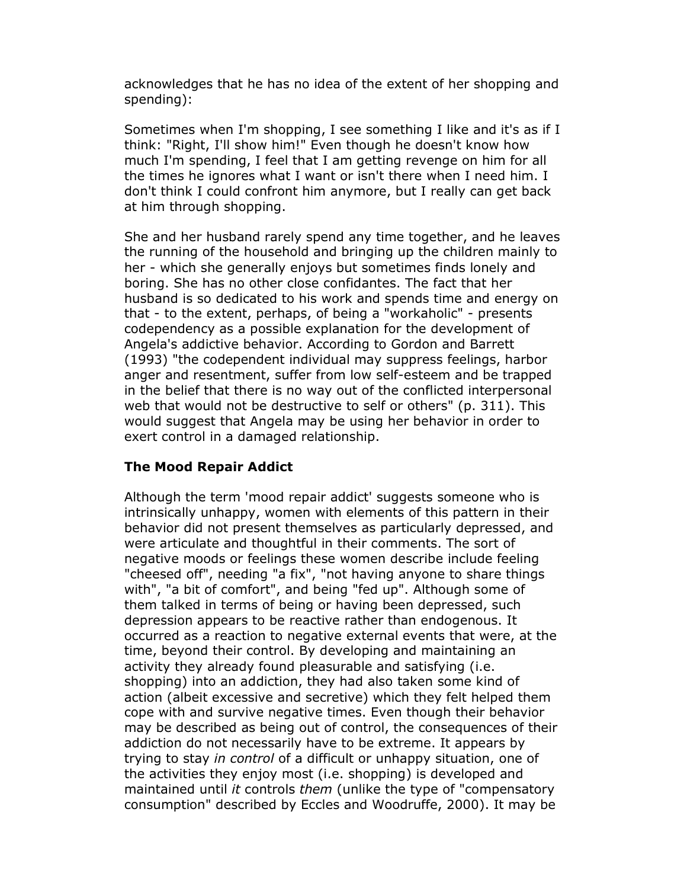acknowledges that he has no idea of the extent of her shopping and spending):

Sometimes when I'm shopping, I see something I like and it's as if I think: "Right, I'll show him!" Even though he doesn't know how much I'm spending, I feel that I am getting revenge on him for all the times he ignores what I want or isn't there when I need him. I don't think I could confront him anymore, but I really can get back at him through shopping.

She and her husband rarely spend any time together, and he leaves the running of the household and bringing up the children mainly to her - which she generally enjoys but sometimes finds lonely and boring. She has no other close confidantes. The fact that her husband is so dedicated to his work and spends time and energy on that - to the extent, perhaps, of being a "workaholic" - presents codependency as a possible explanation for the development of Angela's addictive behavior. According to Gordon and Barrett (1993) "the codependent individual may suppress feelings, harbor anger and resentment, suffer from low self-esteem and be trapped in the belief that there is no way out of the conflicted interpersonal web that would not be destructive to self or others" (p. 311). This would suggest that Angela may be using her behavior in order to exert control in a damaged relationship.

### The Mood Repair Addict

Although the term 'mood repair addict' suggests someone who is intrinsically unhappy, women with elements of this pattern in their behavior did not present themselves as particularly depressed, and were articulate and thoughtful in their comments. The sort of negative moods or feelings these women describe include feeling "cheesed off", needing "a fix", "not having anyone to share things with", "a bit of comfort", and being "fed up". Although some of them talked in terms of being or having been depressed, such depression appears to be reactive rather than endogenous. It occurred as a reaction to negative external events that were, at the time, beyond their control. By developing and maintaining an activity they already found pleasurable and satisfying (i.e. shopping) into an addiction, they had also taken some kind of action (albeit excessive and secretive) which they felt helped them cope with and survive negative times. Even though their behavior may be described as being out of control, the consequences of their addiction do not necessarily have to be extreme. It appears by trying to stay *in control* of a difficult or unhappy situation, one of the activities they enjoy most (i.e. shopping) is developed and maintained until *it* controls *them* (unlike the type of "compensatory consumption" described by Eccles and Woodruffe, 2000). It may be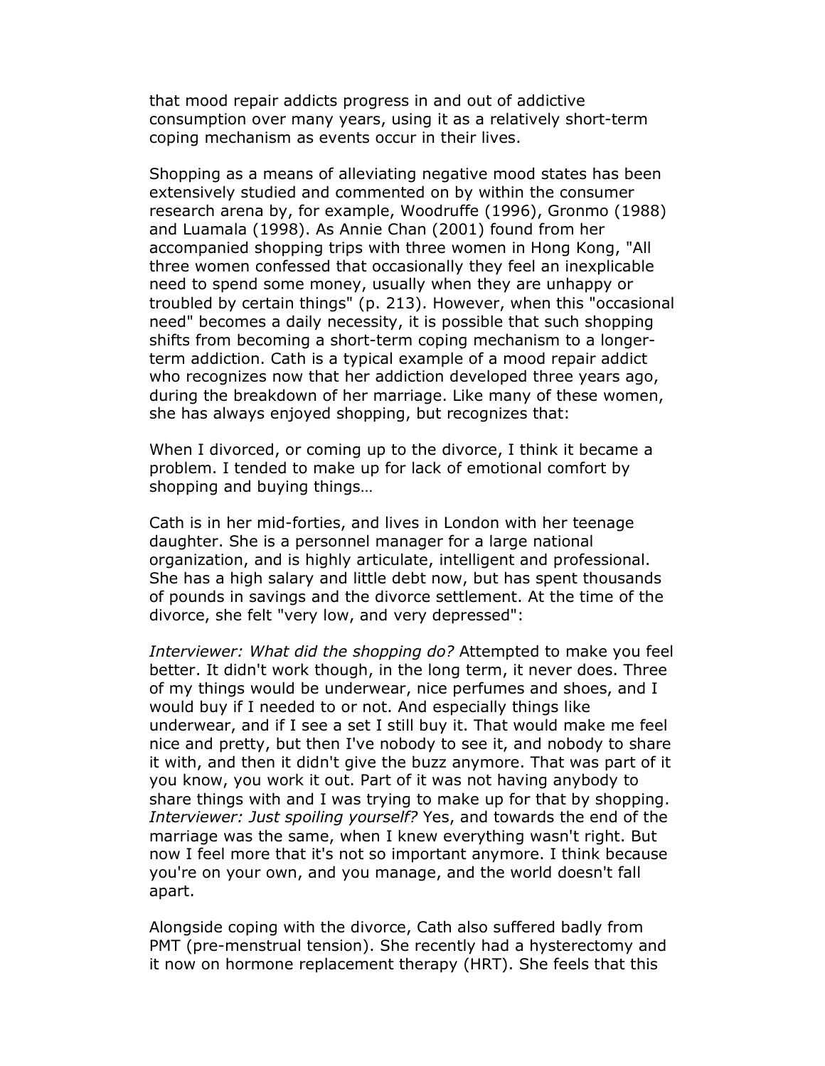that mood repair addicts progress in and out of addictive consumption over many years, using it as a relatively short-term coping mechanism as events occur in their lives.

Shopping as a means of alleviating negative mood states has been extensively studied and commented on by within the consumer research arena by, for example, Woodruffe (1996), Gronmo (1988) and Luamala (1998). As Annie Chan (2001) found from her accompanied shopping trips with three women in Hong Kong, "All three women confessed that occasionally they feel an inexplicable need to spend some money, usually when they are unhappy or troubled by certain things" (p. 213). However, when this "occasional need" becomes a daily necessity, it is possible that such shopping shifts from becoming a short-term coping mechanism to a longer-term addiction. Cath is a typical example of a mood repair addict who recognizes now that her addiction developed three years ago, during the breakdown of her marriage. Like many of these women, she has always enjoyed shopping, but recognizes that:

When I divorced, or coming up to the divorce, I think it became a problem. I tended to make up for lack of emotional comfort by shopping and buying things…

Cath is in her mid-forties, and lives in London with her teenage daughter. She is a personnel manager for a large national organization, and is highly articulate, intelligent and professional. She has a high salary and little debt now, but has spent thousands of pounds in savings and the divorce settlement. At the time of the divorce, she felt "very low, and very depressed":

*Interviewer: What did the shopping do?* Attempted to make you feel better. It didn't work though, in the long term, it never does. Three of my things would be underwear, nice perfumes and shoes, and I would buy if I needed to or not. And especially things like underwear, and if I see a set I still buy it. That would make me feel nice and pretty, but then I've nobody to see it, and nobody to share it with, and then it didn't give the buzz anymore. That was part of it you know, you work it out. Part of it was not having anybody to share things with and I was trying to make up for that by shopping. *Interviewer: Just spoiling yourself?* Yes, and towards the end of the marriage was the same, when I knew everything wasn't right. But now I feel more that it's not so important anymore. I think because you're on your own, and you manage, and the world doesn't fall apart.

Alongside coping with the divorce, Cath also suffered badly from PMT (pre-menstrual tension). She recently had a hysterectomy and it now on hormone replacement therapy (HRT). She feels that this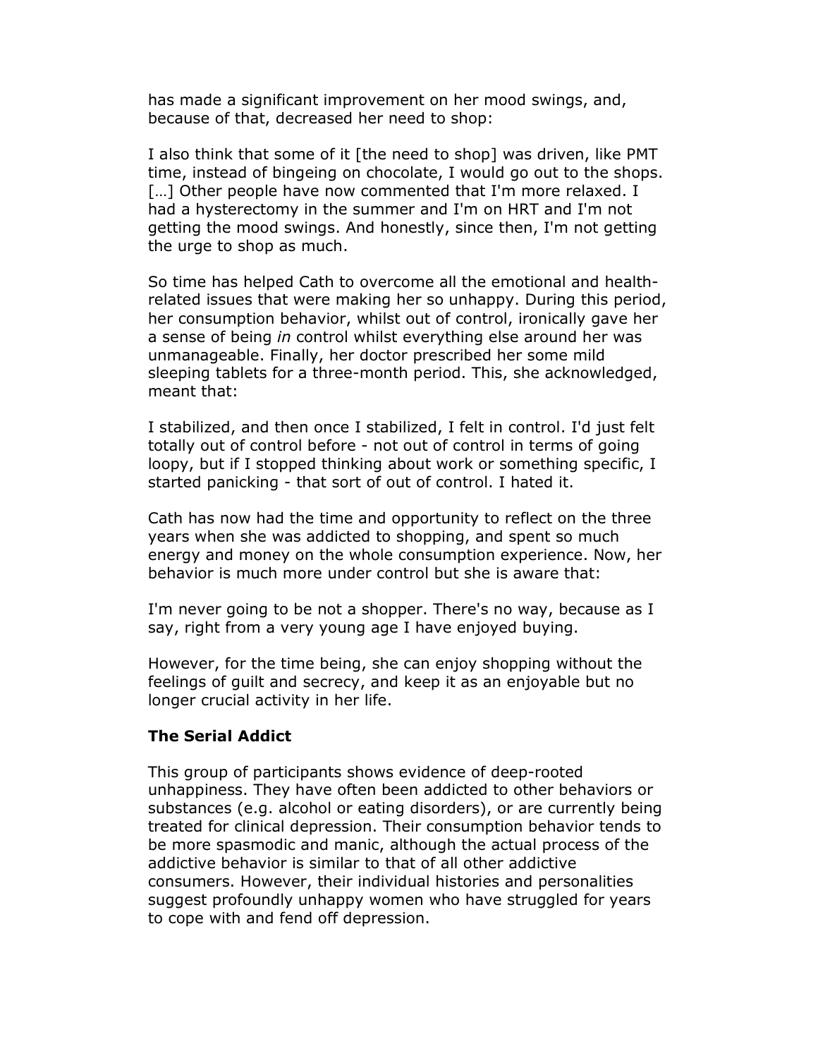has made a significant improvement on her mood swings, and, because of that, decreased her need to shop:

I also think that some of it [the need to shop] was driven, like PMT time, instead of bingeing on chocolate, I would go out to the shops. […] Other people have now commented that I'm more relaxed. I had a hysterectomy in the summer and I'm on HRT and I'm not getting the mood swings. And honestly, since then, I'm not getting the urge to shop as much.

So time has helped Cath to overcome all the emotional and health-related issues that were making her so unhappy. During this period, her consumption behavior, whilst out of control, ironically gave her a sense of being *in* control whilst everything else around her was unmanageable. Finally, her doctor prescribed her some mild sleeping tablets for a three-month period. This, she acknowledged, meant that:

I stabilized, and then once I stabilized, I felt in control. I'd just felt totally out of control before - not out of control in terms of going loopy, but if I stopped thinking about work or something specific, I started panicking - that sort of out of control. I hated it.

Cath has now had the time and opportunity to reflect on the three years when she was addicted to shopping, and spent so much energy and money on the whole consumption experience. Now, her behavior is much more under control but she is aware that:

I'm never going to be not a shopper. There's no way, because as I say, right from a very young age I have enjoyed buying.

However, for the time being, she can enjoy shopping without the feelings of guilt and secrecy, and keep it as an enjoyable but no longer crucial activity in her life.

**The Serial Addict**

This group of participants shows evidence of deep-rooted unhappiness. They have often been addicted to other behaviors or substances (e.g. alcohol or eating disorders), or are currently being treated for clinical depression. Their consumption behavior tends to be more spasmodic and manic, although the actual process of the addictive behavior is similar to that of all other addictive consumers. However, their individual histories and personalities suggest profoundly unhappy women who have struggled for years to cope with and fend off depression.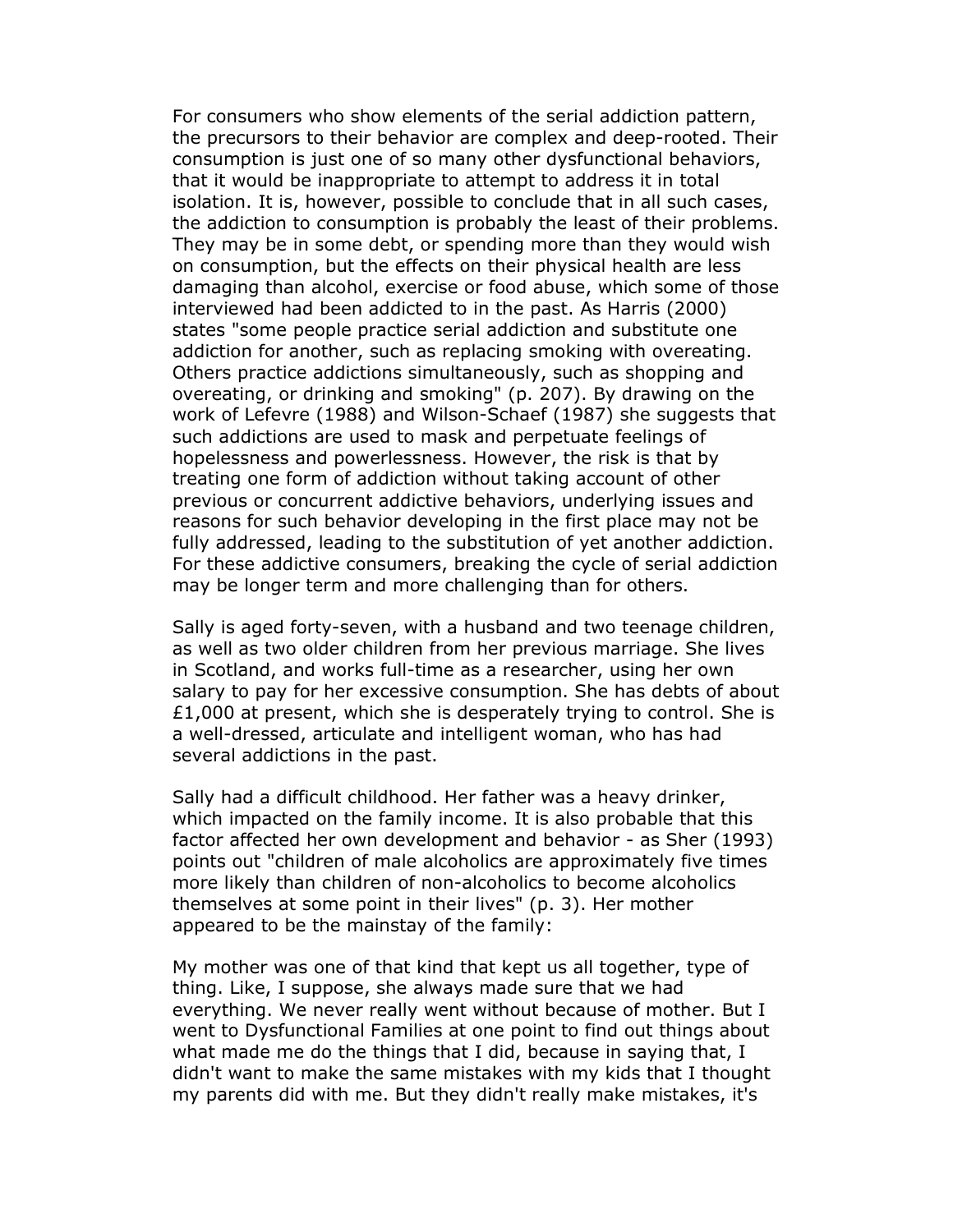For consumers who show elements of the serial addiction pattern, the precursors to their behavior are complex and deep-rooted. Their consumption is just one of so many other dysfunctional behaviors, that it would be inappropriate to attempt to address it in total isolation. It is, however, possible to conclude that in all such cases, the addiction to consumption is probably the least of their problems. They may be in some debt, or spending more than they would wish on consumption, but the effects on their physical health are less damaging than alcohol, exercise or food abuse, which some of those interviewed had been addicted to in the past. As Harris (2000) states "some people practice serial addiction and substitute one addiction for another, such as replacing smoking with overeating. Others practice addictions simultaneously, such as shopping and overeating, or drinking and smoking" (p. 207). By drawing on the work of Lefevre (1988) and Wilson-Schaef (1987) she suggests that such addictions are used to mask and perpetuate feelings of hopelessness and powerlessness. However, the risk is that by treating one form of addiction without taking account of other previous or concurrent addictive behaviors, underlying issues and reasons for such behavior developing in the first place may not be fully addressed, leading to the substitution of yet another addiction. For these addictive consumers, breaking the cycle of serial addiction may be longer term and more challenging than for others.

Sally is aged forty-seven, with a husband and two teenage children, as well as two older children from her previous marriage. She lives in Scotland, and works full-time as a researcher, using her own salary to pay for her excessive consumption. She has debts of about £1,000 at present, which she is desperately trying to control. She is a well-dressed, articulate and intelligent woman, who has had several addictions in the past.

Sally had a difficult childhood. Her father was a heavy drinker, which impacted on the family income. It is also probable that this factor affected her own development and behavior - as Sher (1993) points out "children of male alcoholics are approximately five times more likely than children of non-alcoholics to become alcoholics themselves at some point in their lives" (p. 3). Her mother appeared to be the mainstay of the family:

My mother was one of that kind that kept us all together, type of thing. Like, I suppose, she always made sure that we had everything. We never really went without because of mother. But I went to Dysfunctional Families at one point to find out things about what made me do the things that I did, because in saying that, I didn't want to make the same mistakes with my kids that I thought my parents did with me. But they didn't really make mistakes, it's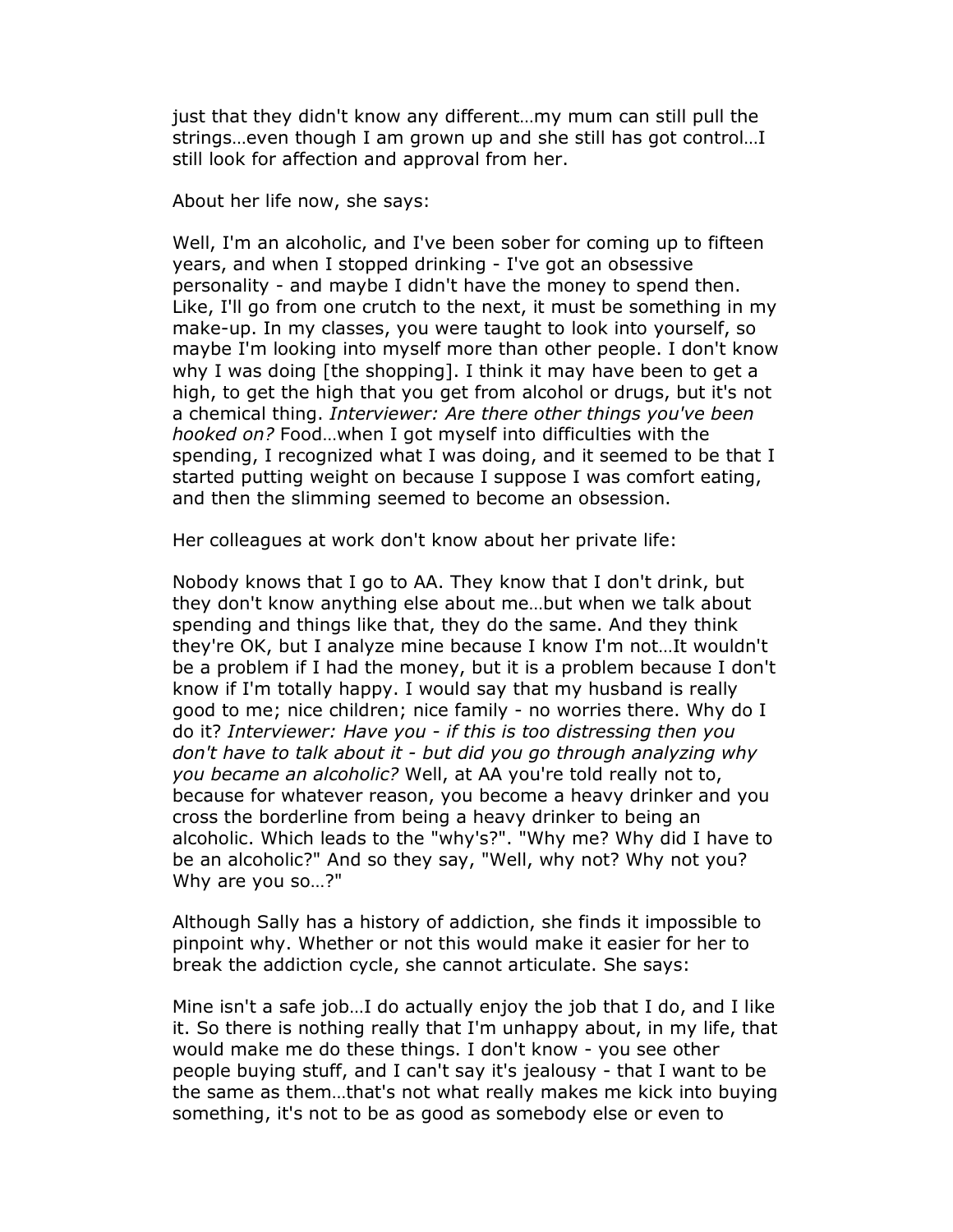just that they didn't know any different…my mum can still pull the strings…even though I am grown up and she still has got control…I still look for affection and approval from her.

About her life now, she says:

Well, I'm an alcoholic, and I've been sober for coming up to fifteen years, and when I stopped drinking - I've got an obsessive personality - and maybe I didn't have the money to spend then. Like, I'll go from one crutch to the next, it must be something in my make-up. In my classes, you were taught to look into yourself, so maybe I'm looking into myself more than other people. I don't know why I was doing [the shopping]. I think it may have been to get a high, to get the high that you get from alcohol or drugs, but it's not a chemical thing. *Interviewer: Are there other things you've been hooked on?* Food…when I got myself into difficulties with the spending, I recognized what I was doing, and it seemed to be that I started putting weight on because I suppose I was comfort eating, and then the slimming seemed to become an obsession.

Her colleagues at work don't know about her private life:

Nobody knows that I go to AA. They know that I don't drink, but they don't know anything else about me…but when we talk about spending and things like that, they do the same. And they think they're OK, but I analyze mine because I know I'm not…It wouldn't be a problem if I had the money, but it is a problem because I don't know if I'm totally happy. I would say that my husband is really good to me; nice children; nice family - no worries there. Why do I do it? *Interviewer: Have you - if this is too distressing then you don't have to talk about it - but did you go through analyzing why you became an alcoholic?* Well, at AA you're told really not to, because for whatever reason, you become a heavy drinker and you cross the borderline from being a heavy drinker to being an alcoholic. Which leads to the "why's?". "Why me? Why did I have to be an alcoholic?" And so they say, "Well, why not? Why not you? Why are you so…?"

Although Sally has a history of addiction, she finds it impossible to pinpoint why. Whether or not this would make it easier for her to break the addiction cycle, she cannot articulate. She says:

Mine isn't a safe job…I do actually enjoy the job that I do, and I like it. So there is nothing really that I'm unhappy about, in my life, that would make me do these things. I don't know - you see other people buying stuff, and I can't say it's jealousy - that I want to be the same as them…that's not what really makes me kick into buying something, it's not to be as good as somebody else or even to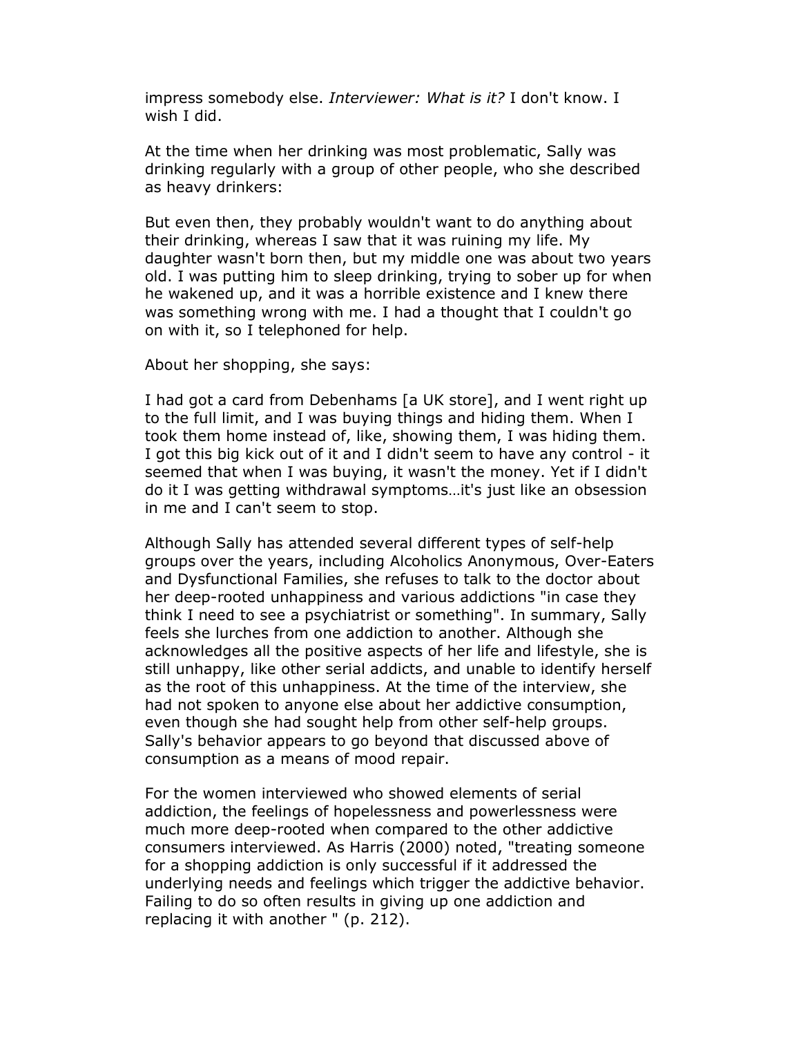impress somebody else. *Interviewer: What is it?* I don't know. I wish I did.

At the time when her drinking was most problematic, Sally was drinking regularly with a group of other people, who she described as heavy drinkers:

But even then, they probably wouldn't want to do anything about their drinking, whereas I saw that it was ruining my life. My daughter wasn't born then, but my middle one was about two years old. I was putting him to sleep drinking, trying to sober up for when he wakened up, and it was a horrible existence and I knew there was something wrong with me. I had a thought that I couldn't go on with it, so I telephoned for help.

About her shopping, she says:

I had got a card from Debenhams [a UK store], and I went right up to the full limit, and I was buying things and hiding them. When I took them home instead of, like, showing them, I was hiding them. I got this big kick out of it and I didn't seem to have any control - it seemed that when I was buying, it wasn't the money. Yet if I didn't do it I was getting withdrawal symptoms…it's just like an obsession in me and I can't seem to stop.

Although Sally has attended several different types of self-help groups over the years, including Alcoholics Anonymous, Over-Eaters and Dysfunctional Families, she refuses to talk to the doctor about her deep-rooted unhappiness and various addictions "in case they think I need to see a psychiatrist or something". In summary, Sally feels she lurches from one addiction to another. Although she acknowledges all the positive aspects of her life and lifestyle, she is still unhappy, like other serial addicts, and unable to identify herself as the root of this unhappiness. At the time of the interview, she had not spoken to anyone else about her addictive consumption, even though she had sought help from other self-help groups. Sally's behavior appears to go beyond that discussed above of consumption as a means of mood repair.

For the women interviewed who showed elements of serial addiction, the feelings of hopelessness and powerlessness were much more deep-rooted when compared to the other addictive consumers interviewed. As Harris (2000) noted, "treating someone for a shopping addiction is only successful if it addressed the underlying needs and feelings which trigger the addictive behavior. Failing to do so often results in giving up one addiction and replacing it with another " (p. 212).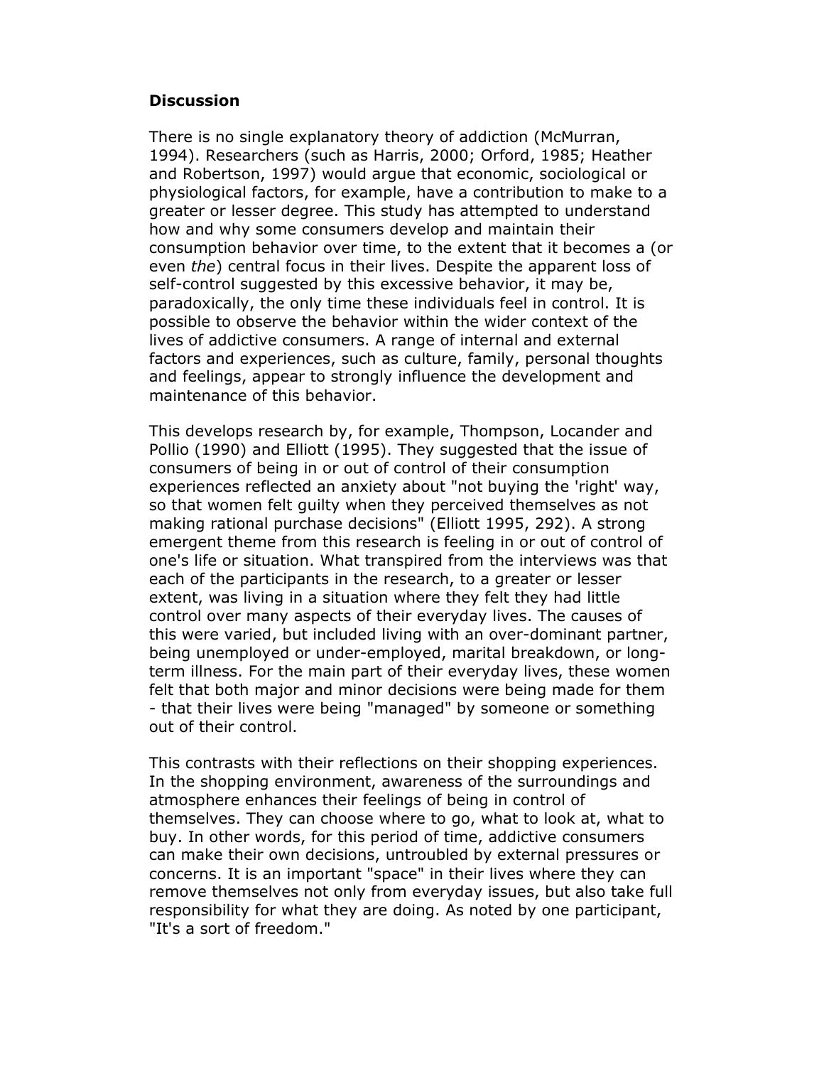## Discussion

There is no single explanatory theory of addiction (McMurran, 1994). Researchers (such as Harris, 2000; Orford, 1985; Heather and Robertson, 1997) would argue that economic, sociological or physiological factors, for example, have a contribution to make to a greater or lesser degree. This study has attempted to understand how and why some consumers develop and maintain their consumption behavior over time, to the extent that it becomes a (or even *the*) central focus in their lives. Despite the apparent loss of self-control suggested by this excessive behavior, it may be, paradoxically, the only time these individuals feel in control. It is possible to observe the behavior within the wider context of the lives of addictive consumers. A range of internal and external factors and experiences, such as culture, family, personal thoughts and feelings, appear to strongly influence the development and maintenance of this behavior.

This develops research by, for example, Thompson, Locander and Pollio (1990) and Elliott (1995). They suggested that the issue of consumers of being in or out of control of their consumption experiences reflected an anxiety about "not buying the 'right' way, so that women felt guilty when they perceived themselves as not making rational purchase decisions" (Elliott 1995, 292). A strong emergent theme from this research is feeling in or out of control of one's life or situation. What transpired from the interviews was that each of the participants in the research, to a greater or lesser extent, was living in a situation where they felt they had little control over many aspects of their everyday lives. The causes of this were varied, but included living with an over-dominant partner, being unemployed or under-employed, marital breakdown, or long-term illness. For the main part of their everyday lives, these women felt that both major and minor decisions were being made for them - that their lives were being "managed" by someone or something out of their control.

This contrasts with their reflections on their shopping experiences. In the shopping environment, awareness of the surroundings and atmosphere enhances their feelings of being in control of themselves. They can choose where to go, what to look at, what to buy. In other words, for this period of time, addictive consumers can make their own decisions, untroubled by external pressures or concerns. It is an important "space" in their lives where they can remove themselves not only from everyday issues, but also take full responsibility for what they are doing. As noted by one participant, "It's a sort of freedom."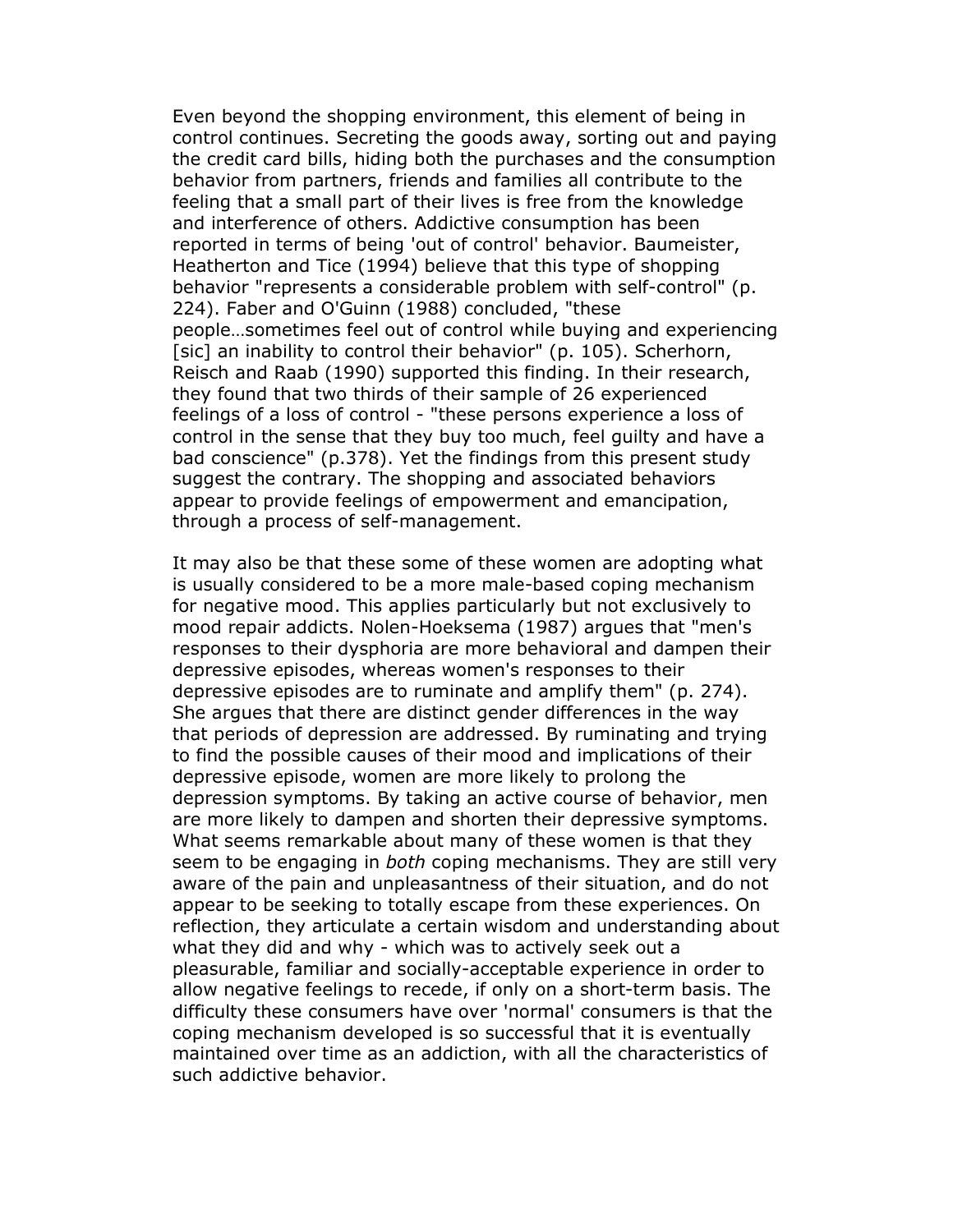Even beyond the shopping environment, this element of being in control continues. Secreting the goods away, sorting out and paying the credit card bills, hiding both the purchases and the consumption behavior from partners, friends and families all contribute to the feeling that a small part of their lives is free from the knowledge and interference of others. Addictive consumption has been reported in terms of being 'out of control' behavior. Baumeister, Heatherton and Tice (1994) believe that this type of shopping behavior "represents a considerable problem with self-control" (p. 224). Faber and O'Guinn (1988) concluded, "these people…sometimes feel out of control while buying and experiencing [sic] an inability to control their behavior" (p. 105). Scherhorn, Reisch and Raab (1990) supported this finding. In their research, they found that two thirds of their sample of 26 experienced feelings of a loss of control - "these persons experience a loss of control in the sense that they buy too much, feel guilty and have a bad conscience" (p.378). Yet the findings from this present study suggest the contrary. The shopping and associated behaviors appear to provide feelings of empowerment and emancipation, through a process of self-management.

It may also be that these some of these women are adopting what is usually considered to be a more male-based coping mechanism for negative mood. This applies particularly but not exclusively to mood repair addicts. Nolen-Hoeksema (1987) argues that "men's responses to their dysphoria are more behavioral and dampen their depressive episodes, whereas women's responses to their depressive episodes are to ruminate and amplify them" (p. 274). She argues that there are distinct gender differences in the way that periods of depression are addressed. By ruminating and trying to find the possible causes of their mood and implications of their depressive episode, women are more likely to prolong the depression symptoms. By taking an active course of behavior, men are more likely to dampen and shorten their depressive symptoms. What seems remarkable about many of these women is that they seem to be engaging in *both* coping mechanisms. They are still very aware of the pain and unpleasantness of their situation, and do not appear to be seeking to totally escape from these experiences. On reflection, they articulate a certain wisdom and understanding about what they did and why - which was to actively seek out a pleasurable, familiar and socially-acceptable experience in order to allow negative feelings to recede, if only on a short-term basis. The difficulty these consumers have over 'normal' consumers is that the coping mechanism developed is so successful that it is eventually maintained over time as an addiction, with all the characteristics of such addictive behavior.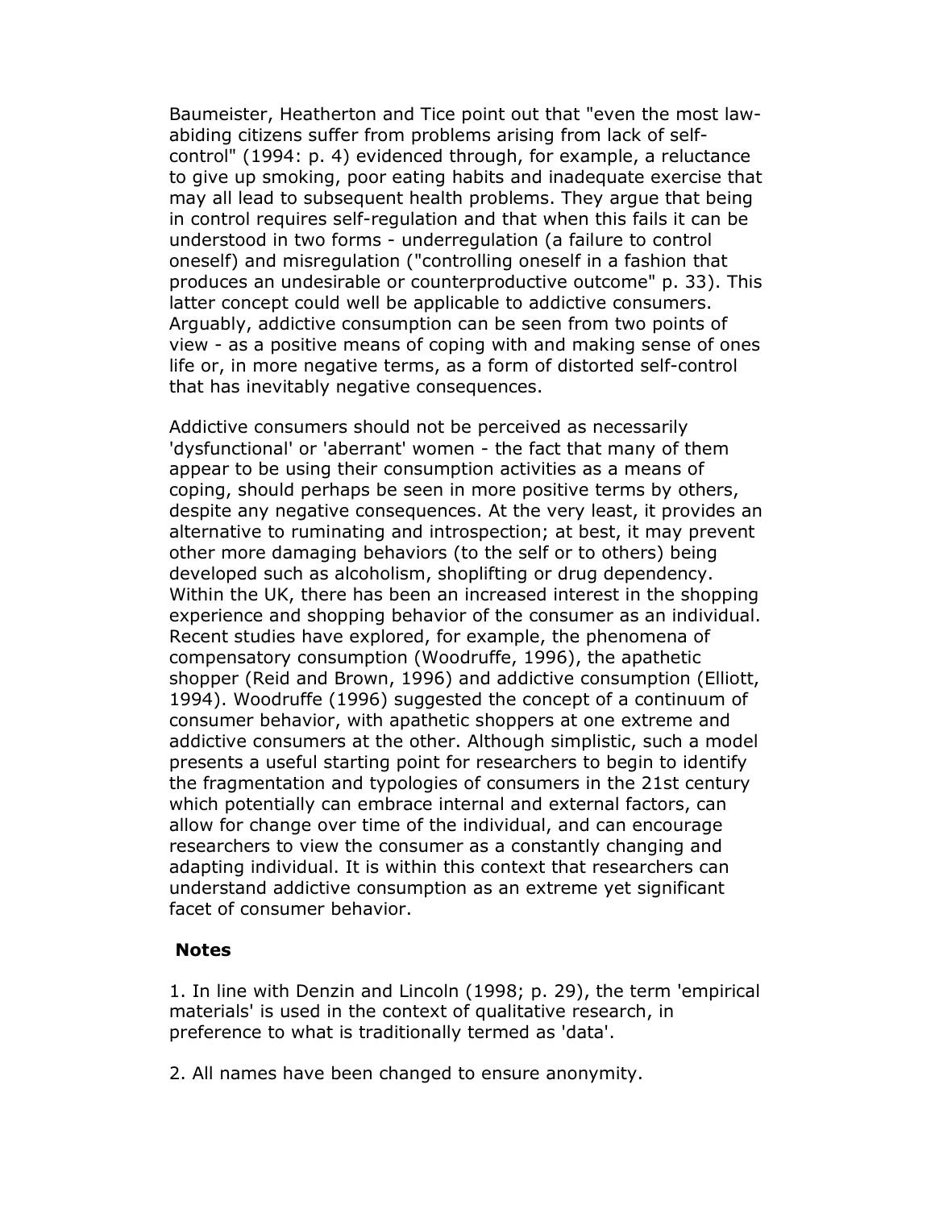Baumeister, Heatherton and Tice point out that "even the most law-abiding citizens suffer from problems arising from lack of self-control" (1994: p. 4) evidenced through, for example, a reluctance to give up smoking, poor eating habits and inadequate exercise that may all lead to subsequent health problems. They argue that being in control requires self-regulation and that when this fails it can be understood in two forms - underregulation (a failure to control oneself) and misregulation ("controlling oneself in a fashion that produces an undesirable or counterproductive outcome" p. 33). This latter concept could well be applicable to addictive consumers. Arguably, addictive consumption can be seen from two points of view - as a positive means of coping with and making sense of ones life or, in more negative terms, as a form of distorted self-control that has inevitably negative consequences.

Addictive consumers should not be perceived as necessarily 'dysfunctional' or 'aberrant' women - the fact that many of them appear to be using their consumption activities as a means of coping, should perhaps be seen in more positive terms by others, despite any negative consequences. At the very least, it provides an alternative to ruminating and introspection; at best, it may prevent other more damaging behaviors (to the self or to others) being developed such as alcoholism, shoplifting or drug dependency. Within the UK, there has been an increased interest in the shopping experience and shopping behavior of the consumer as an individual. Recent studies have explored, for example, the phenomena of compensatory consumption (Woodruffe, 1996), the apathetic shopper (Reid and Brown, 1996) and addictive consumption (Elliott, 1994). Woodruffe (1996) suggested the concept of a continuum of consumer behavior, with apathetic shoppers at one extreme and addictive consumers at the other. Although simplistic, such a model presents a useful starting point for researchers to begin to identify the fragmentation and typologies of consumers in the 21st century which potentially can embrace internal and external factors, can allow for change over time of the individual, and can encourage researchers to view the consumer as a constantly changing and adapting individual. It is within this context that researchers can understand addictive consumption as an extreme yet significant facet of consumer behavior.

**Notes**

1. In line with Denzin and Lincoln (1998; p. 29), the term 'empirical materials' is used in the context of qualitative research, in preference to what is traditionally termed as 'data'.

2. All names have been changed to ensure anonymity.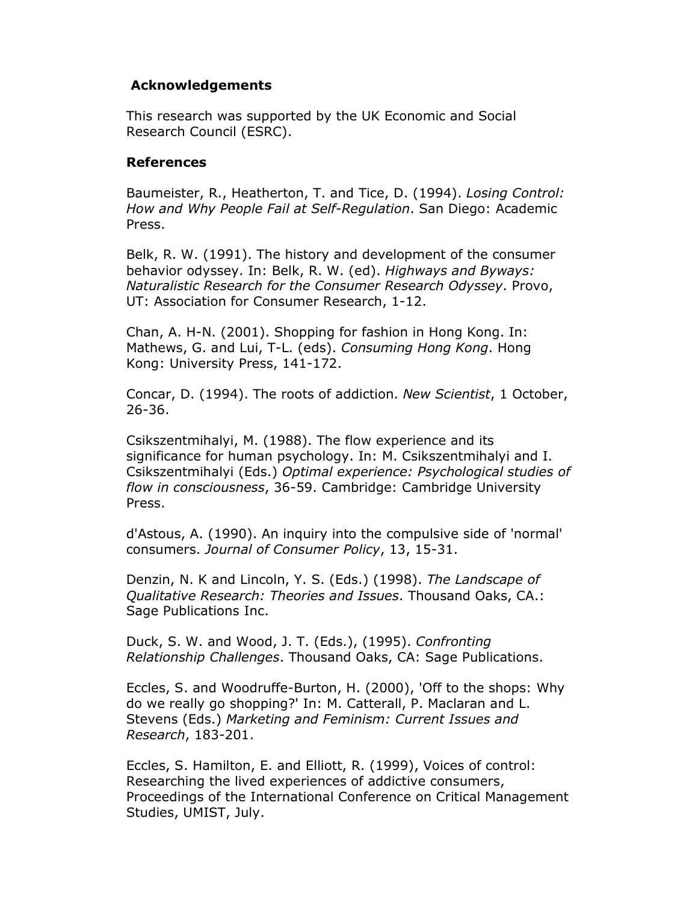## Acknowledgements

This research was supported by the UK Economic and Social Research Council (ESRC).

## References

Baumeister, R., Heatherton, T. and Tice, D. (1994). *Losing Control: How and Why People Fail at Self-Regulation*. San Diego: Academic Press.

Belk, R. W. (1991). The history and development of the consumer behavior odyssey. In: Belk, R. W. (ed). *Highways and Byways: Naturalistic Research for the Consumer Research Odyssey*. Provo, UT: Association for Consumer Research, 1-12.

Chan, A. H-N. (2001). Shopping for fashion in Hong Kong. In: Mathews, G. and Lui, T-L. (eds). *Consuming Hong Kong*. Hong Kong: University Press, 141-172.

Concar, D. (1994). The roots of addiction. *New Scientist*, 1 October, 26-36.

Csikszentmihalyi, M. (1988). The flow experience and its significance for human psychology. In: M. Csikszentmihalyi and I. Csikszentmihalyi (Eds.) *Optimal experience: Psychological studies of flow in consciousness*, 36-59. Cambridge: Cambridge University Press.

d'Astous, A. (1990). An inquiry into the compulsive side of 'normal' consumers. *Journal of Consumer Policy*, 13, 15-31.

Denzin, N. K and Lincoln, Y. S. (Eds.) (1998). *The Landscape of Qualitative Research: Theories and Issues*. Thousand Oaks, CA.: Sage Publications Inc.

Duck, S. W. and Wood, J. T. (Eds.), (1995). *Confronting Relationship Challenges*. Thousand Oaks, CA: Sage Publications.

Eccles, S. and Woodruffe-Burton, H. (2000), 'Off to the shops: Why do we really go shopping?' In: M. Catterall, P. Maclaran and L. Stevens (Eds.) *Marketing and Feminism: Current Issues and Research*, 183-201.

Eccles, S. Hamilton, E. and Elliott, R. (1999), Voices of control: Researching the lived experiences of addictive consumers, Proceedings of the International Conference on Critical Management Studies, UMIST, July.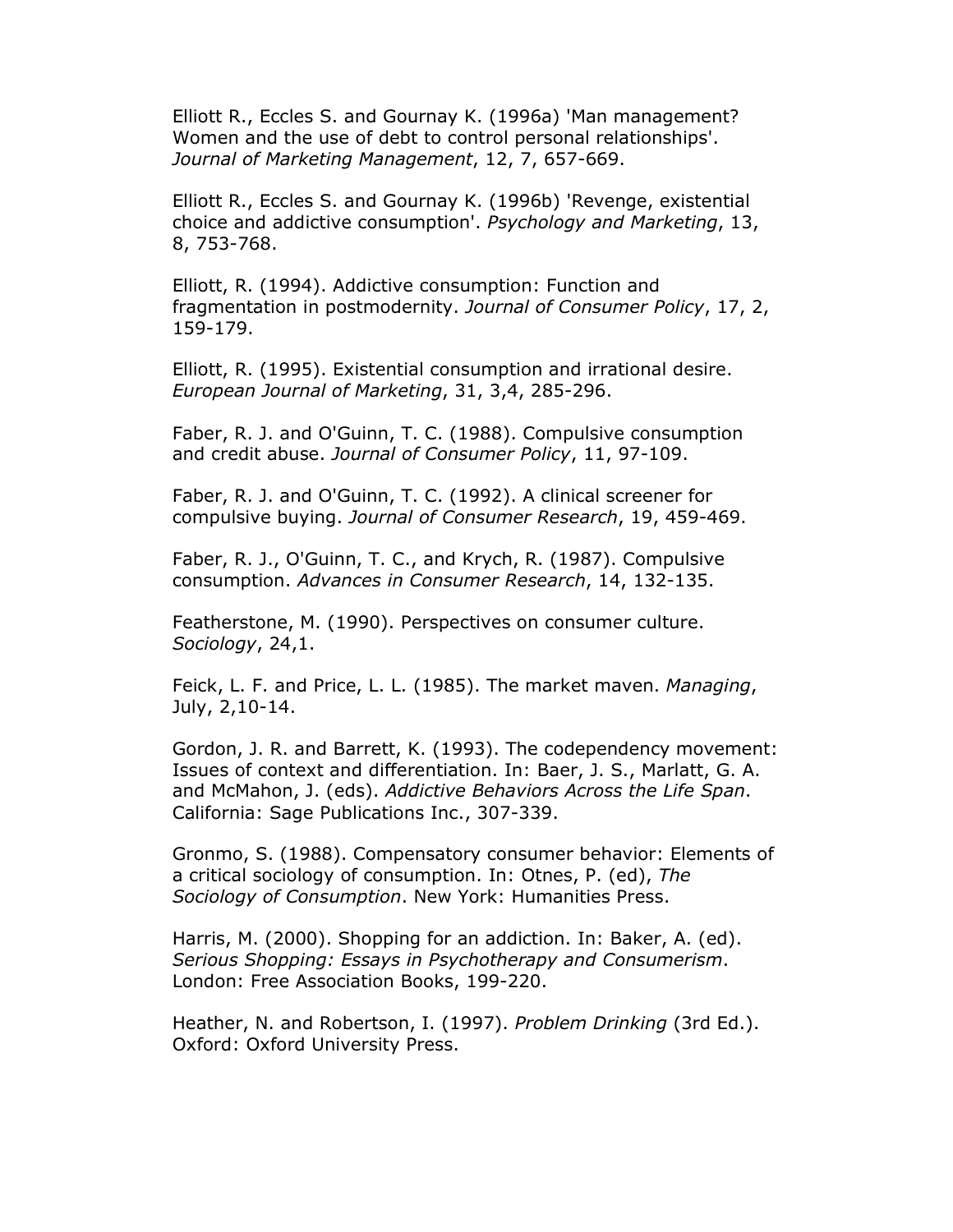Elliott R., Eccles S. and Gournay K. (1996a) 'Man management? Women and the use of debt to control personal relationships'. *Journal of Marketing Management*, 12, 7, 657-669.

Elliott R., Eccles S. and Gournay K. (1996b) 'Revenge, existential choice and addictive consumption'. *Psychology and Marketing*, 13, 8, 753-768.

Elliott, R. (1994). Addictive consumption: Function and fragmentation in postmodernity. *Journal of Consumer Policy*, 17, 2, 159-179.

Elliott, R. (1995). Existential consumption and irrational desire. *European Journal of Marketing*, 31, 3,4, 285-296.

Faber, R. J. and O'Guinn, T. C. (1988). Compulsive consumption and credit abuse. *Journal of Consumer Policy*, 11, 97-109.

Faber, R. J. and O'Guinn, T. C. (1992). A clinical screener for compulsive buying. *Journal of Consumer Research*, 19, 459-469.

Faber, R. J., O'Guinn, T. C., and Krych, R. (1987). Compulsive consumption. *Advances in Consumer Research*, 14, 132-135.

Featherstone, M. (1990). Perspectives on consumer culture. *Sociology*, 24,1.

Feick, L. F. and Price, L. L. (1985). The market maven. *Managing*, July, 2,10-14.

Gordon, J. R. and Barrett, K. (1993). The codependency movement: Issues of context and differentiation. In: Baer, J. S., Marlatt, G. A. and McMahon, J. (eds). *Addictive Behaviors Across the Life Span*. California: Sage Publications Inc., 307-339.

Gronmo, S. (1988). Compensatory consumer behavior: Elements of a critical sociology of consumption. In: Otnes, P. (ed), *The Sociology of Consumption*. New York: Humanities Press.

Harris, M. (2000). Shopping for an addiction. In: Baker, A. (ed). *Serious Shopping: Essays in Psychotherapy and Consumerism*. London: Free Association Books, 199-220.

Heather, N. and Robertson, I. (1997). *Problem Drinking* (3rd Ed.). Oxford: Oxford University Press.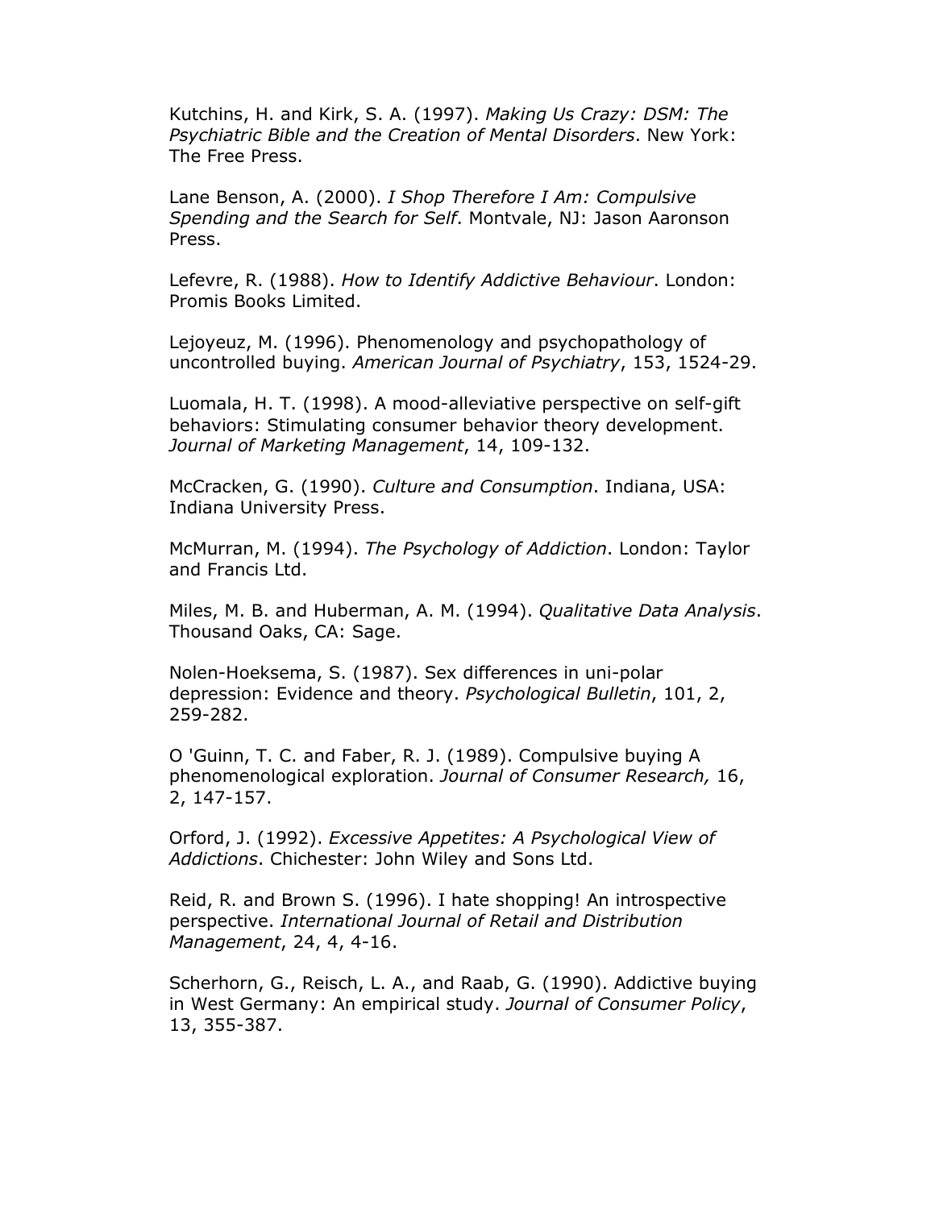Kutchins, H. and Kirk, S. A. (1997). *Making Us Crazy: DSM: The Psychiatric Bible and the Creation of Mental Disorders*. New York: The Free Press.

Lane Benson, A. (2000). *I Shop Therefore I Am: Compulsive Spending and the Search for Self*. Montvale, NJ: Jason Aaronson Press.

Lefevre, R. (1988). *How to Identify Addictive Behaviour*. London: Promis Books Limited.

Lejoyeuz, M. (1996). Phenomenology and psychopathology of uncontrolled buying. *American Journal of Psychiatry*, 153, 1524-29.

Luomala, H. T. (1998). A mood-alleviative perspective on self-gift behaviors: Stimulating consumer behavior theory development. *Journal of Marketing Management*, 14, 109-132.

McCracken, G. (1990). *Culture and Consumption*. Indiana, USA: Indiana University Press.

McMurran, M. (1994). *The Psychology of Addiction*. London: Taylor and Francis Ltd.

Miles, M. B. and Huberman, A. M. (1994). *Qualitative Data Analysis*. Thousand Oaks, CA: Sage.

Nolen-Hoeksema, S. (1987). Sex differences in uni-polar depression: Evidence and theory. *Psychological Bulletin*, 101, 2, 259-282.

O 'Guinn, T. C. and Faber, R. J. (1989). Compulsive buying A phenomenological exploration. *Journal of Consumer Research,* 16, 2, 147-157.

Orford, J. (1992). *Excessive Appetites: A Psychological View of Addictions*. Chichester: John Wiley and Sons Ltd.

Reid, R. and Brown S. (1996). I hate shopping! An introspective perspective. *International Journal of Retail and Distribution Management*, 24, 4, 4-16.

Scherhorn, G., Reisch, L. A., and Raab, G. (1990). Addictive buying in West Germany: An empirical study. *Journal of Consumer Policy*, 13, 355-387.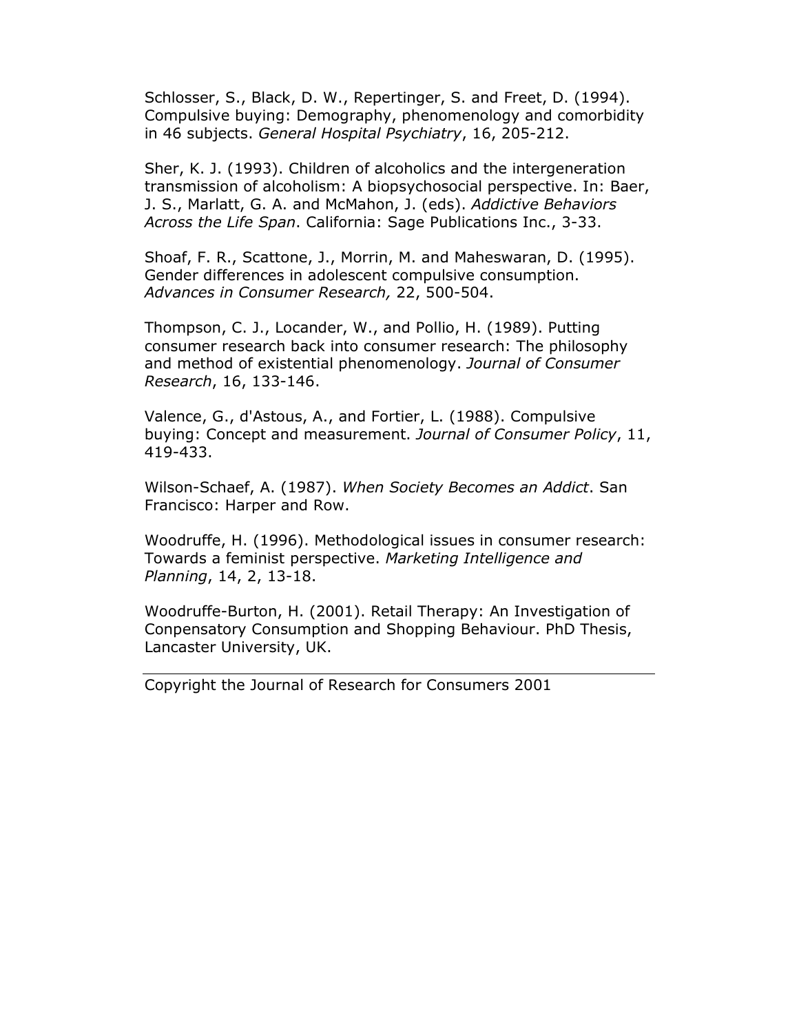Schlosser, S., Black, D. W., Repertinger, S. and Freet, D. (1994). Compulsive buying: Demography, phenomenology and comorbidity in 46 subjects. *General Hospital Psychiatry*, 16, 205-212.

Sher, K. J. (1993). Children of alcoholics and the intergeneration transmission of alcoholism: A biopsychosocial perspective. In: Baer, J. S., Marlatt, G. A. and McMahon, J. (eds). *Addictive Behaviors Across the Life Span*. California: Sage Publications Inc., 3-33.

Shoaf, F. R., Scattone, J., Morrin, M. and Maheswaran, D. (1995). Gender differences in adolescent compulsive consumption. *Advances in Consumer Research,* 22, 500-504.

Thompson, C. J., Locander, W., and Pollio, H. (1989). Putting consumer research back into consumer research: The philosophy and method of existential phenomenology. *Journal of Consumer Research*, 16, 133-146.

Valence, G., d'Astous, A., and Fortier, L. (1988). Compulsive buying: Concept and measurement. *Journal of Consumer Policy*, 11, 419-433.

Wilson-Schaef, A. (1987). *When Society Becomes an Addict*. San Francisco: Harper and Row.

Woodruffe, H. (1996). Methodological issues in consumer research: Towards a feminist perspective. *Marketing Intelligence and Planning*, 14, 2, 13-18.

Woodruffe-Burton, H. (2001). Retail Therapy: An Investigation of Conpensatory Consumption and Shopping Behaviour. PhD Thesis, Lancaster University, UK.

---

Copyright the Journal of Research for Consumers 2001